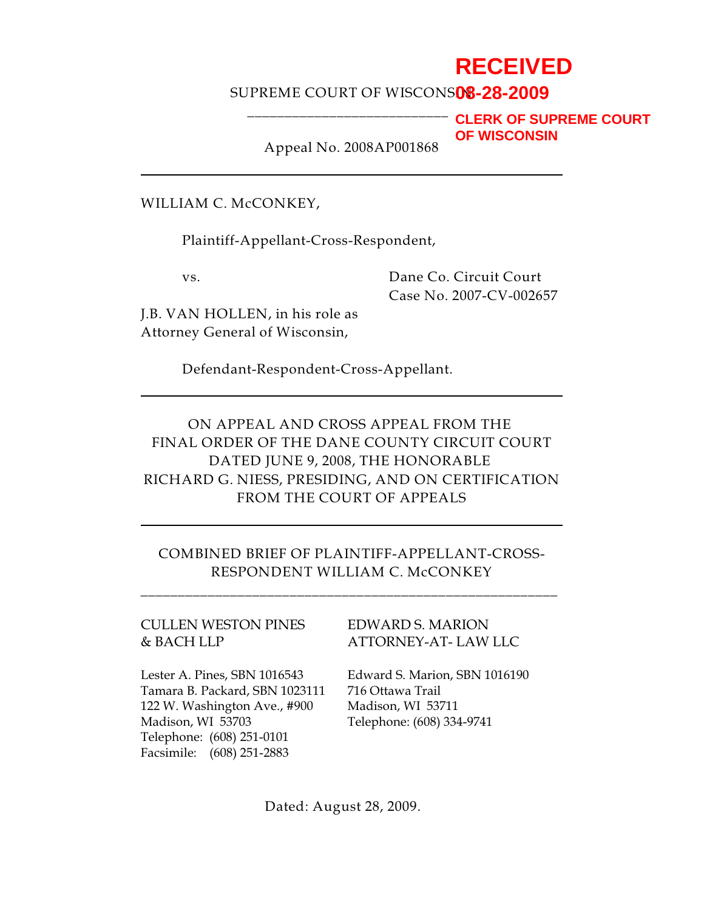RECEIVED
08-28-2009
CLERK OF SUPREME COURT
OF WISCONSIN

SUPREME COURT OF WISCONSIN

---

Appeal No. 2008AP001868

---

WILLIAM C. McCONKEY,

Plaintiff-Appellant-Cross-Respondent,

vs.

Dane Co. Circuit Court
Case No. 2007-CV-002657

J.B. VAN HOLLEN, in his role as Attorney General of Wisconsin,

Defendant-Respondent-Cross-Appellant.

---

ON APPEAL AND CROSS APPEAL FROM THE FINAL ORDER OF THE DANE COUNTY CIRCUIT COURT DATED JUNE 9, 2008, THE HONORABLE RICHARD G. NIESS, PRESIDING, AND ON CERTIFICATION FROM THE COURT OF APPEALS

---

COMBINED BRIEF OF PLAINTIFF-APPELLANT-CROSS-RESPONDENT WILLIAM C. McCONKEY

---

CULLEN WESTON PINES & BACH LLP

Lester A. Pines, SBN 1016543
Tamara B. Packard, SBN 1023111
122 W. Washington Ave., #900
Madison, WI 53703
Telephone: (608) 251-0101
Facsimile: (608) 251-2883

EDWARD S. MARION ATTORNEY-AT- LAW LLC

Edward S. Marion, SBN 1016190
716 Ottawa Trail
Madison, WI 53711
Telephone: (608) 334-9741

Dated: August 28, 2009.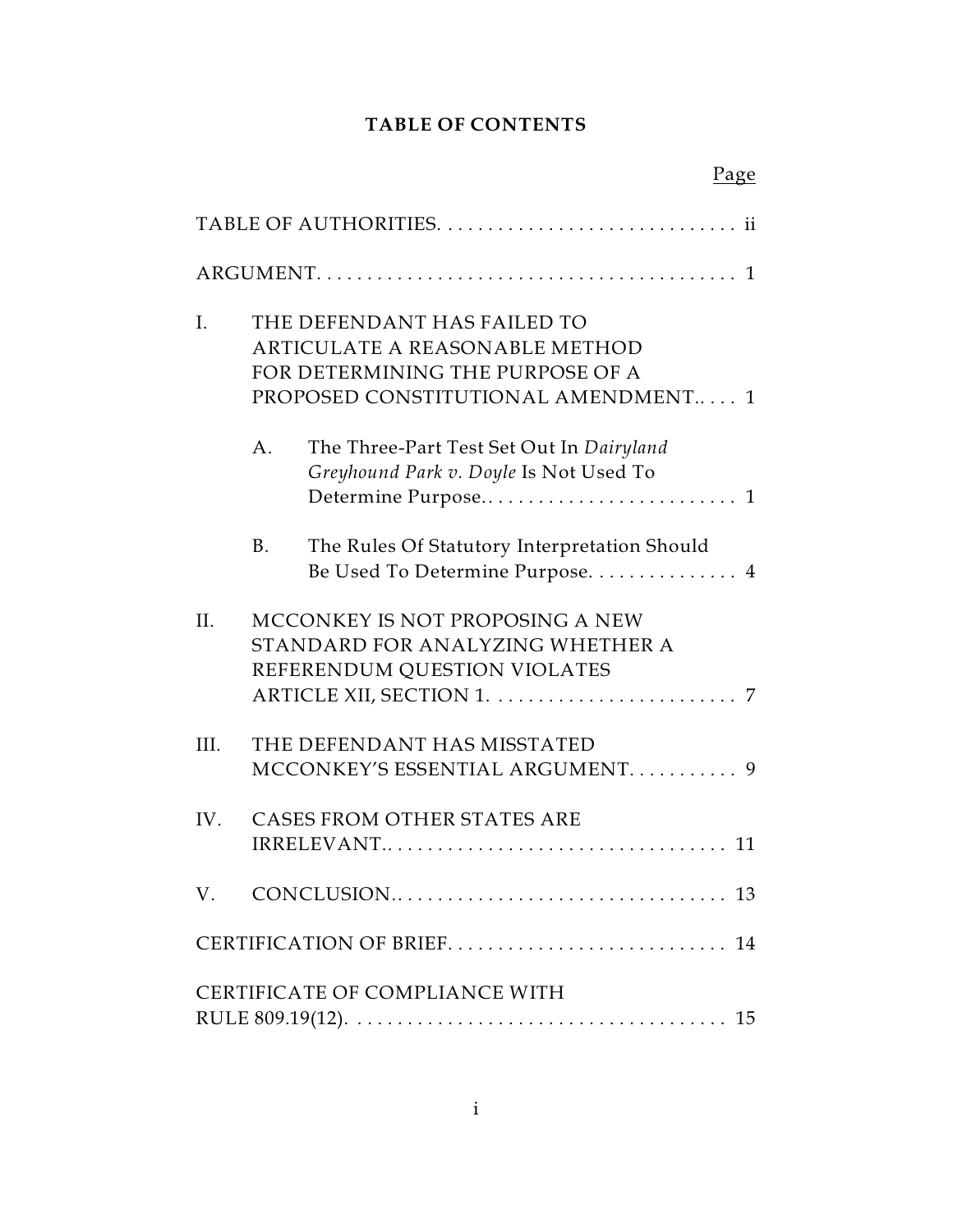# TABLE OF CONTENTS

| | Page |
|---|---|
| TABLE OF AUTHORITIES | ii |
| ARGUMENT | 1 |
| I. THE DEFENDANT HAS FAILED TO ARTICULATE A REASONABLE METHOD FOR DETERMINING THE PURPOSE OF A PROPOSED CONSTITUTIONAL AMENDMENT | 1 |
| A. The Three-Part Test Set Out In *Dairyland Greyhound Park v. Doyle* Is Not Used To Determine Purpose | 1 |
| B. The Rules Of Statutory Interpretation Should Be Used To Determine Purpose | 4 |
| II. MCCONKEY IS NOT PROPOSING A NEW STANDARD FOR ANALYZING WHETHER A REFERENDUM QUESTION VIOLATES ARTICLE XII, SECTION 1 | 7 |
| III. THE DEFENDANT HAS MISSTATED MCCONKEY'S ESSENTIAL ARGUMENT | 9 |
| IV. CASES FROM OTHER STATES ARE IRRELEVANT | 11 |
| V. CONCLUSION | 13 |
| CERTIFICATION OF BRIEF | 14 |
| CERTIFICATE OF COMPLIANCE WITH RULE 809.19(12) | 15 |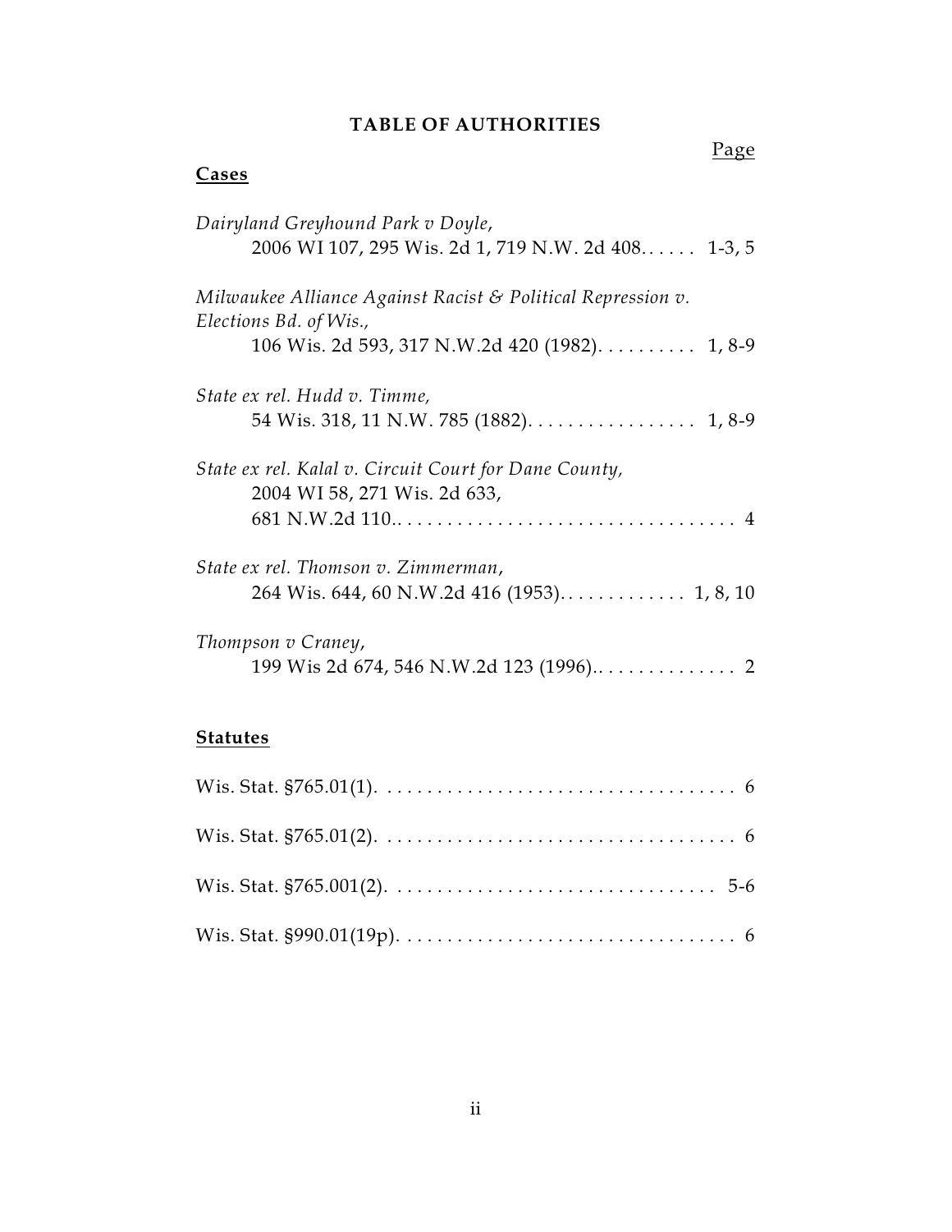# TABLE OF AUTHORITIES

Page

**Cases**

*Dairyland Greyhound Park v Doyle*,
2006 WI 107, 295 Wis. 2d 1, 719 N.W. 2d 408...... 1-3, 5

*Milwaukee Alliance Against Racist & Political Repression v. Elections Bd. of Wis.*,
106 Wis. 2d 593, 317 N.W.2d 420 (1982).......... 1, 8-9

*State ex rel. Hudd v. Timme,*
54 Wis. 318, 11 N.W. 785 (1882)................. 1, 8-9

*State ex rel. Kalal v. Circuit Court for Dane County,*
2004 WI 58, 271 Wis. 2d 633,
681 N.W.2d 110.................................. 4

*State ex rel. Thomson v. Zimmerman*,
264 Wis. 644, 60 N.W.2d 416 (1953)............. 1, 8, 10

*Thompson v Craney*,
199 Wis 2d 674, 546 N.W.2d 123 (1996).............. 2

**Statutes**

Wis. Stat. §765.01(1)................................... 6

Wis. Stat. §765.01(2)................................... 6

Wis. Stat. §765.001(2)................................ 5-6

Wis. Stat. §990.01(19p)................................. 6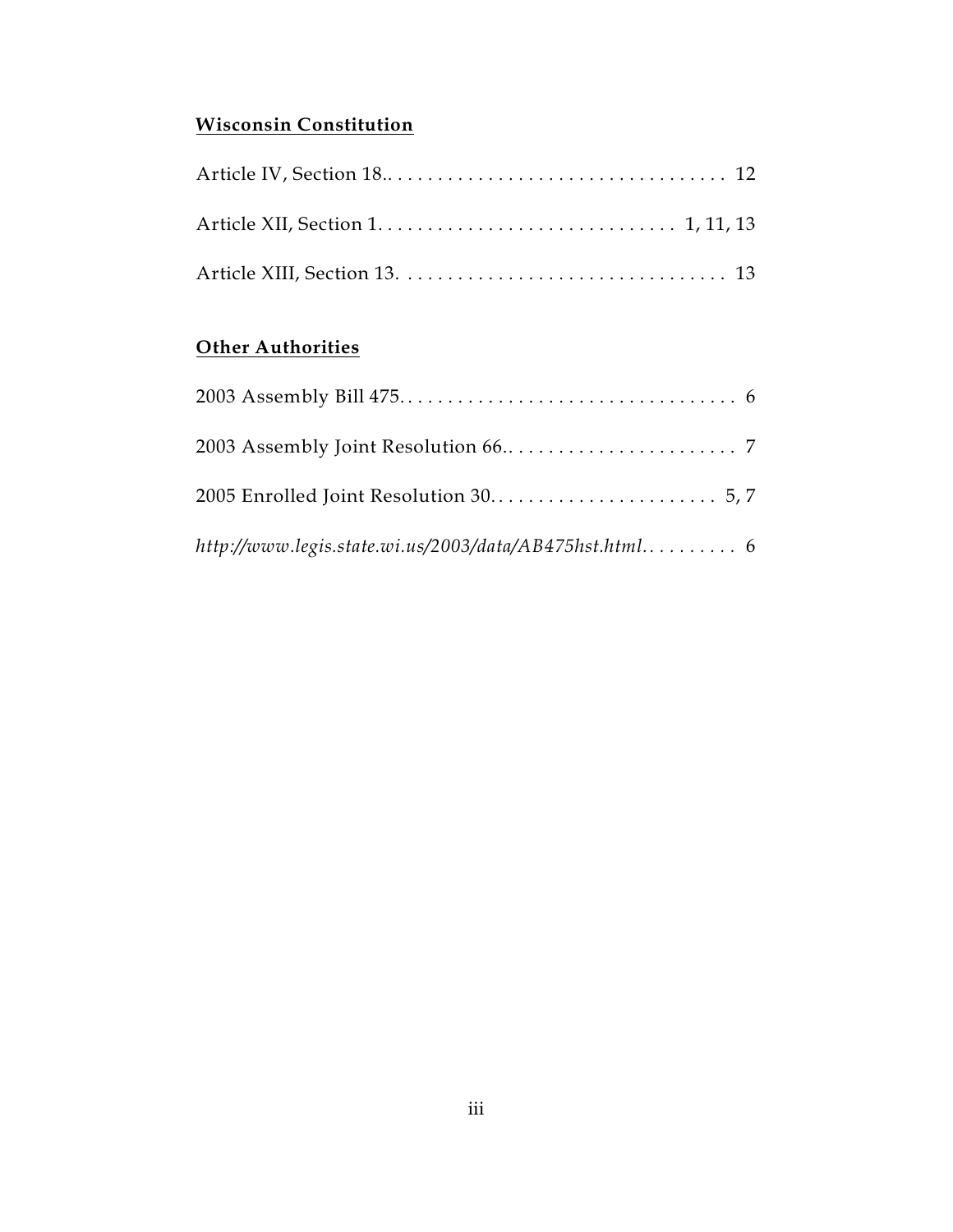**Wisconsin Constitution**

Article IV, Section 18.. . . . . . . . . . . . . . . . . . . . . . . . . . . . . . . . . . . 12

Article XII, Section 1. . . . . . . . . . . . . . . . . . . . . . . . . . . . . . . 1, 11, 13

Article XIII, Section 13. . . . . . . . . . . . . . . . . . . . . . . . . . . . . . . . . 13

**Other Authorities**

2003 Assembly Bill 475. . . . . . . . . . . . . . . . . . . . . . . . . . . . . . . . . . 6

2003 Assembly Joint Resolution 66.. . . . . . . . . . . . . . . . . . . . . . . . 7

2005 Enrolled Joint Resolution 30. . . . . . . . . . . . . . . . . . . . . . . . 5, 7

*http://www.legis.state.wi.us/2003/data/AB475hst.html*. . . . . . . . . . 6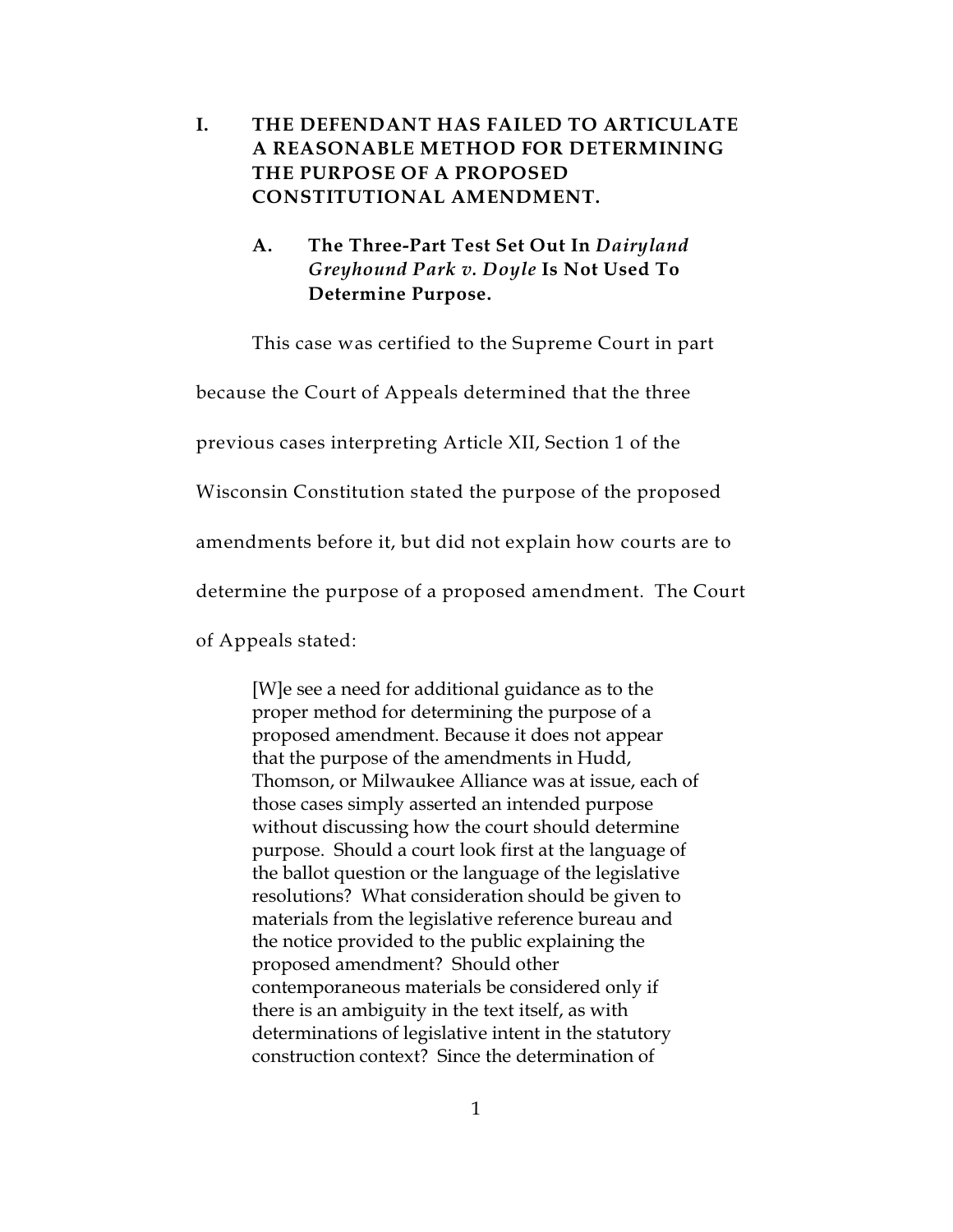# I. THE DEFENDANT HAS FAILED TO ARTICULATE A REASONABLE METHOD FOR DETERMINING THE PURPOSE OF A PROPOSED CONSTITUTIONAL AMENDMENT.

## A. The Three-Part Test Set Out In *Dairyland Greyhound Park v. Doyle* Is Not Used To Determine Purpose.

This case was certified to the Supreme Court in part because the Court of Appeals determined that the three previous cases interpreting Article XII, Section 1 of the Wisconsin Constitution stated the purpose of the proposed amendments before it, but did not explain how courts are to determine the purpose of a proposed amendment. The Court of Appeals stated:

> [W]e see a need for additional guidance as to the proper method for determining the purpose of a proposed amendment. Because it does not appear that the purpose of the amendments in Hudd, Thomson, or Milwaukee Alliance was at issue, each of those cases simply asserted an intended purpose without discussing how the court should determine purpose. Should a court look first at the language of the ballot question or the language of the legislative resolutions? What consideration should be given to materials from the legislative reference bureau and the notice provided to the public explaining the proposed amendment? Should other contemporaneous materials be considered only if there is an ambiguity in the text itself, as with determinations of legislative intent in the statutory construction context? Since the determination of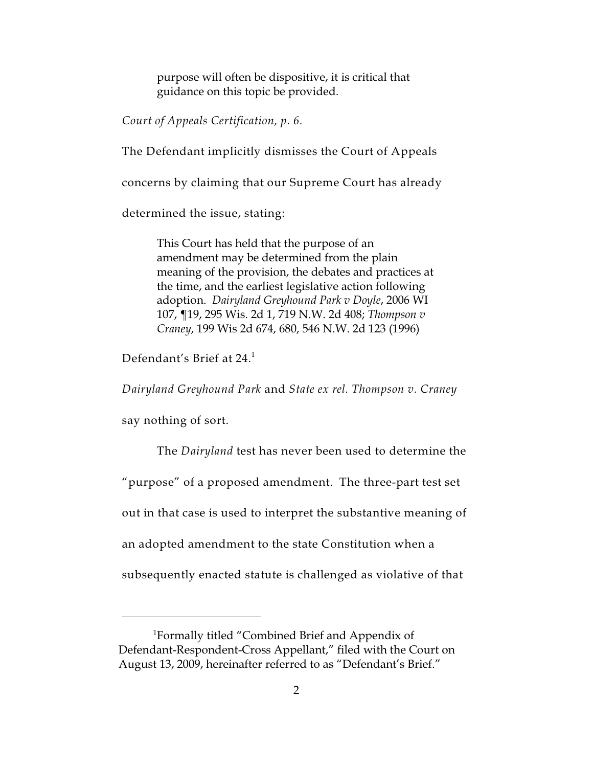> purpose will often be dispositive, it is critical that guidance on this topic be provided.

*Court of Appeals Certification, p. 6.*

The Defendant implicitly dismisses the Court of Appeals concerns by claiming that our Supreme Court has already determined the issue, stating:

> This Court has held that the purpose of an amendment may be determined from the plain meaning of the provision, the debates and practices at the time, and the earliest legislative action following adoption. *Dairyland Greyhound Park v Doyle*, 2006 WI 107, ¶19, 295 Wis. 2d 1, 719 N.W. 2d 408; *Thompson v Craney*, 199 Wis 2d 674, 680, 546 N.W. 2d 123 (1996)

Defendant's Brief at 24.[1]

*Dairyland Greyhound Park* and *State ex rel. Thompson v. Craney* say nothing of sort.

The *Dairyland* test has never been used to determine the "purpose" of a proposed amendment. The three-part test set out in that case is used to interpret the substantive meaning of an adopted amendment to the state Constitution when a subsequently enacted statute is challenged as violative of that

---

[1] Formally titled "Combined Brief and Appendix of Defendant-Respondent-Cross Appellant," filed with the Court on August 13, 2009, hereinafter referred to as "Defendant's Brief."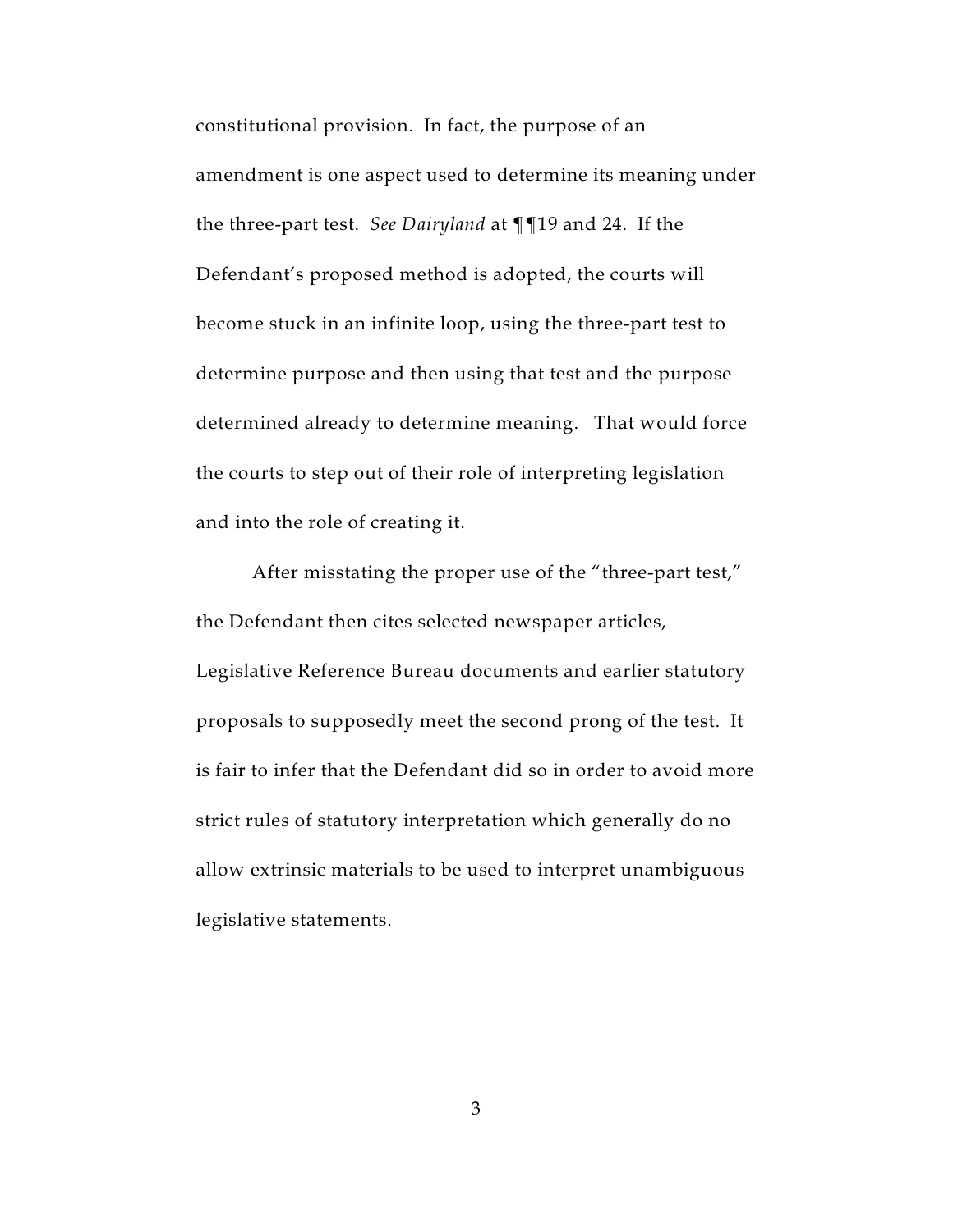constitutional provision. In fact, the purpose of an amendment is one aspect used to determine its meaning under the three-part test. *See Dairyland* at ¶¶19 and 24. If the Defendant's proposed method is adopted, the courts will become stuck in an infinite loop, using the three-part test to determine purpose and then using that test and the purpose determined already to determine meaning. That would force the courts to step out of their role of interpreting legislation and into the role of creating it.

After misstating the proper use of the "three-part test," the Defendant then cites selected newspaper articles, Legislative Reference Bureau documents and earlier statutory proposals to supposedly meet the second prong of the test. It is fair to infer that the Defendant did so in order to avoid more strict rules of statutory interpretation which generally do no allow extrinsic materials to be used to interpret unambiguous legislative statements.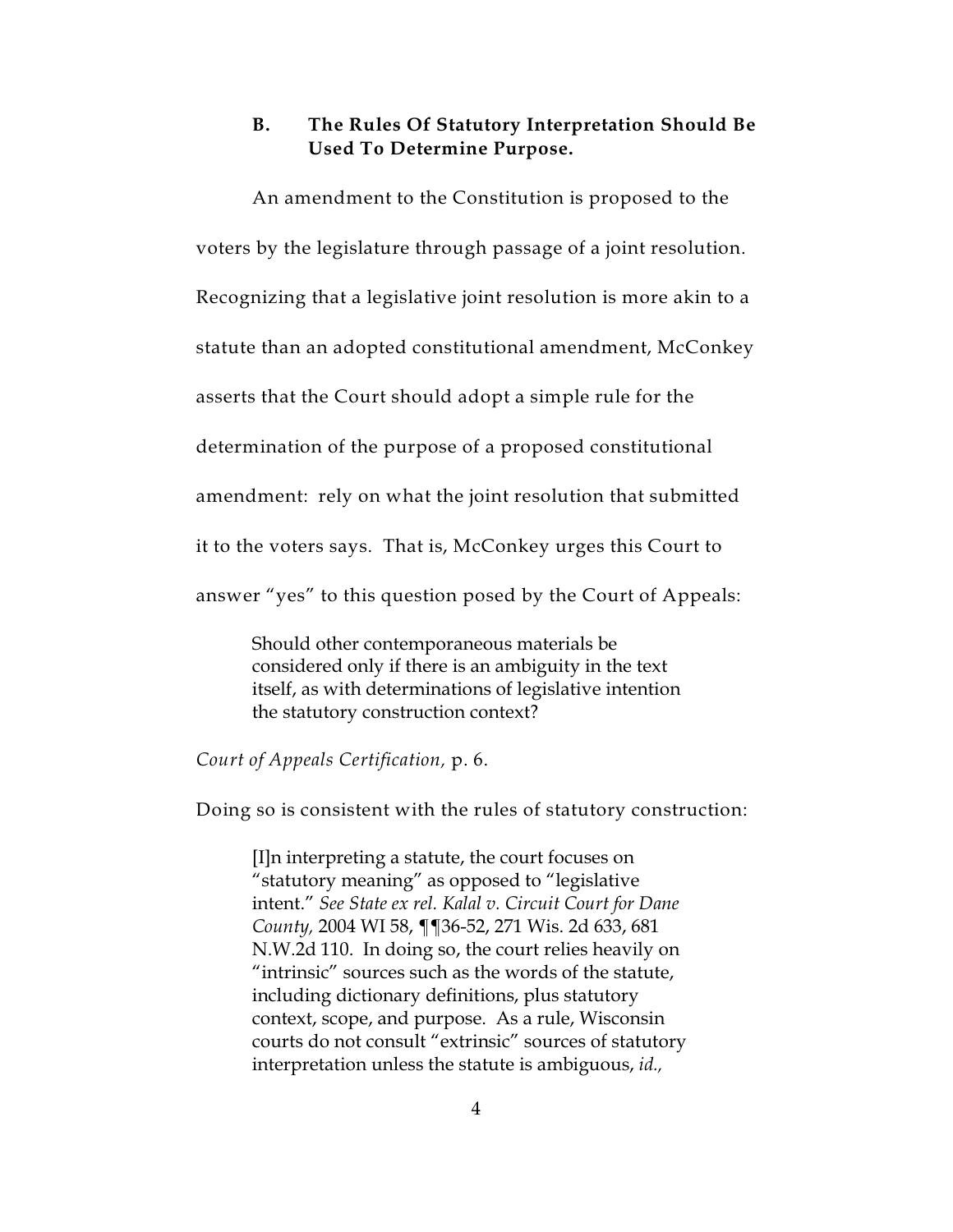### B. The Rules Of Statutory Interpretation Should Be Used To Determine Purpose.

An amendment to the Constitution is proposed to the voters by the legislature through passage of a joint resolution. Recognizing that a legislative joint resolution is more akin to a statute than an adopted constitutional amendment, McConkey asserts that the Court should adopt a simple rule for the determination of the purpose of a proposed constitutional amendment: rely on what the joint resolution that submitted it to the voters says. That is, McConkey urges this Court to answer "yes" to this question posed by the Court of Appeals:

> Should other contemporaneous materials be considered only if there is an ambiguity in the text itself, as with determinations of legislative intention the statutory construction context?

*Court of Appeals Certification,* p. 6.

Doing so is consistent with the rules of statutory construction:

> [I]n interpreting a statute, the court focuses on "statutory meaning" as opposed to "legislative intent." *See State ex rel. Kalal v. Circuit Court for Dane County,* 2004 WI 58, ¶¶36-52, 271 Wis. 2d 633, 681 N.W.2d 110. In doing so, the court relies heavily on "intrinsic" sources such as the words of the statute, including dictionary definitions, plus statutory context, scope, and purpose. As a rule, Wisconsin courts do not consult "extrinsic" sources of statutory interpretation unless the statute is ambiguous, *id.,*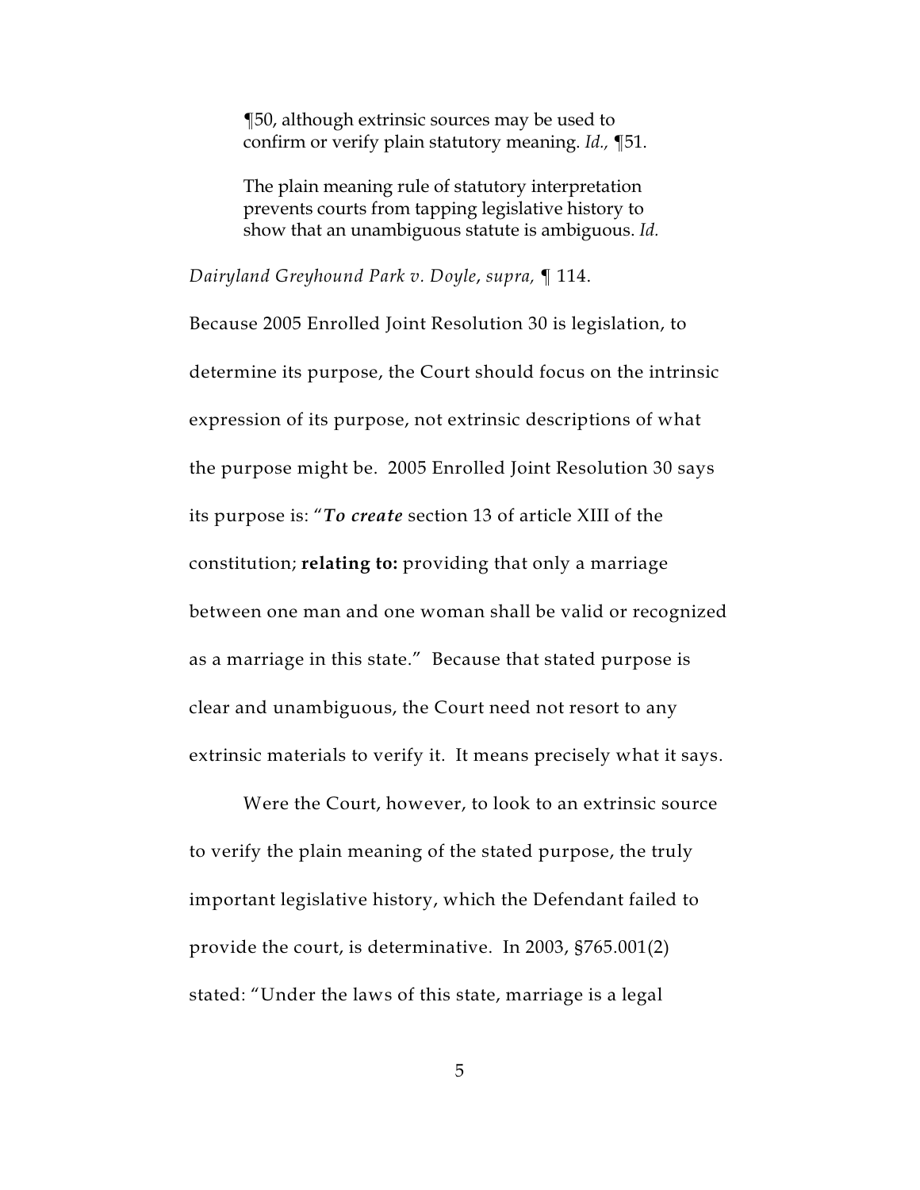> ¶50, although extrinsic sources may be used to confirm or verify plain statutory meaning. *Id.,* ¶51.
>
> The plain meaning rule of statutory interpretation prevents courts from tapping legislative history to show that an unambiguous statute is ambiguous. *Id.*

*Dairyland Greyhound Park v. Doyle*, *supra,* ¶ 114.

Because 2005 Enrolled Joint Resolution 30 is legislation, to determine its purpose, the Court should focus on the intrinsic expression of its purpose, not extrinsic descriptions of what the purpose might be. 2005 Enrolled Joint Resolution 30 says its purpose is: "***To create*** section 13 of article XIII of the constitution; **relating to:** providing that only a marriage between one man and one woman shall be valid or recognized as a marriage in this state." Because that stated purpose is clear and unambiguous, the Court need not resort to any extrinsic materials to verify it. It means precisely what it says.

Were the Court, however, to look to an extrinsic source to verify the plain meaning of the stated purpose, the truly important legislative history, which the Defendant failed to provide the court, is determinative. In 2003, §765.001(2) stated: "Under the laws of this state, marriage is a legal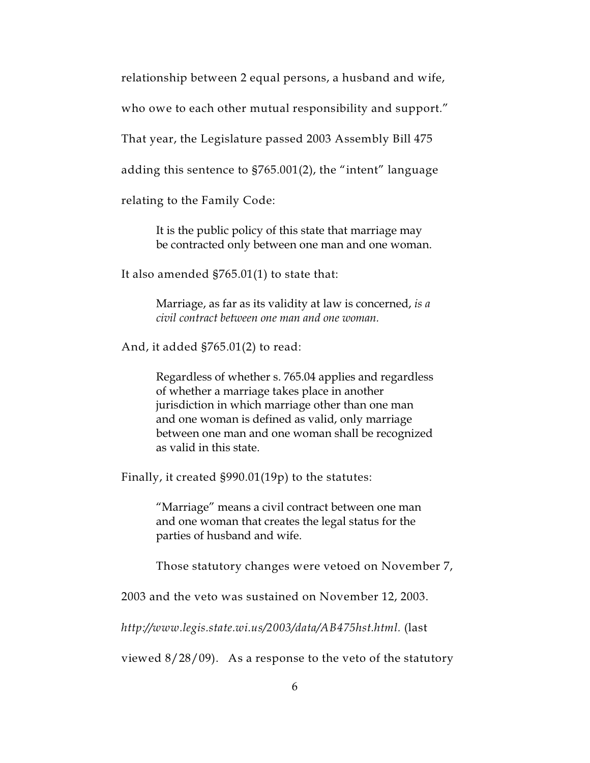relationship between 2 equal persons, a husband and wife, who owe to each other mutual responsibility and support." That year, the Legislature passed 2003 Assembly Bill 475 adding this sentence to §765.001(2), the "intent" language relating to the Family Code:

> It is the public policy of this state that marriage may be contracted only between one man and one woman.

It also amended §765.01(1) to state that:

> Marriage, as far as its validity at law is concerned, *is a civil contract between one man and one woman.*

And, it added §765.01(2) to read:

> Regardless of whether s. 765.04 applies and regardless of whether a marriage takes place in another jurisdiction in which marriage other than one man and one woman is defined as valid, only marriage between one man and one woman shall be recognized as valid in this state.

Finally, it created §990.01(19p) to the statutes:

> "Marriage" means a civil contract between one man and one woman that creates the legal status for the parties of husband and wife.

Those statutory changes were vetoed on November 7, 2003 and the veto was sustained on November 12, 2003. *http://www.legis.state.wi.us/2003/data/AB475hst.html.* (last viewed 8/28/09). As a response to the veto of the statutory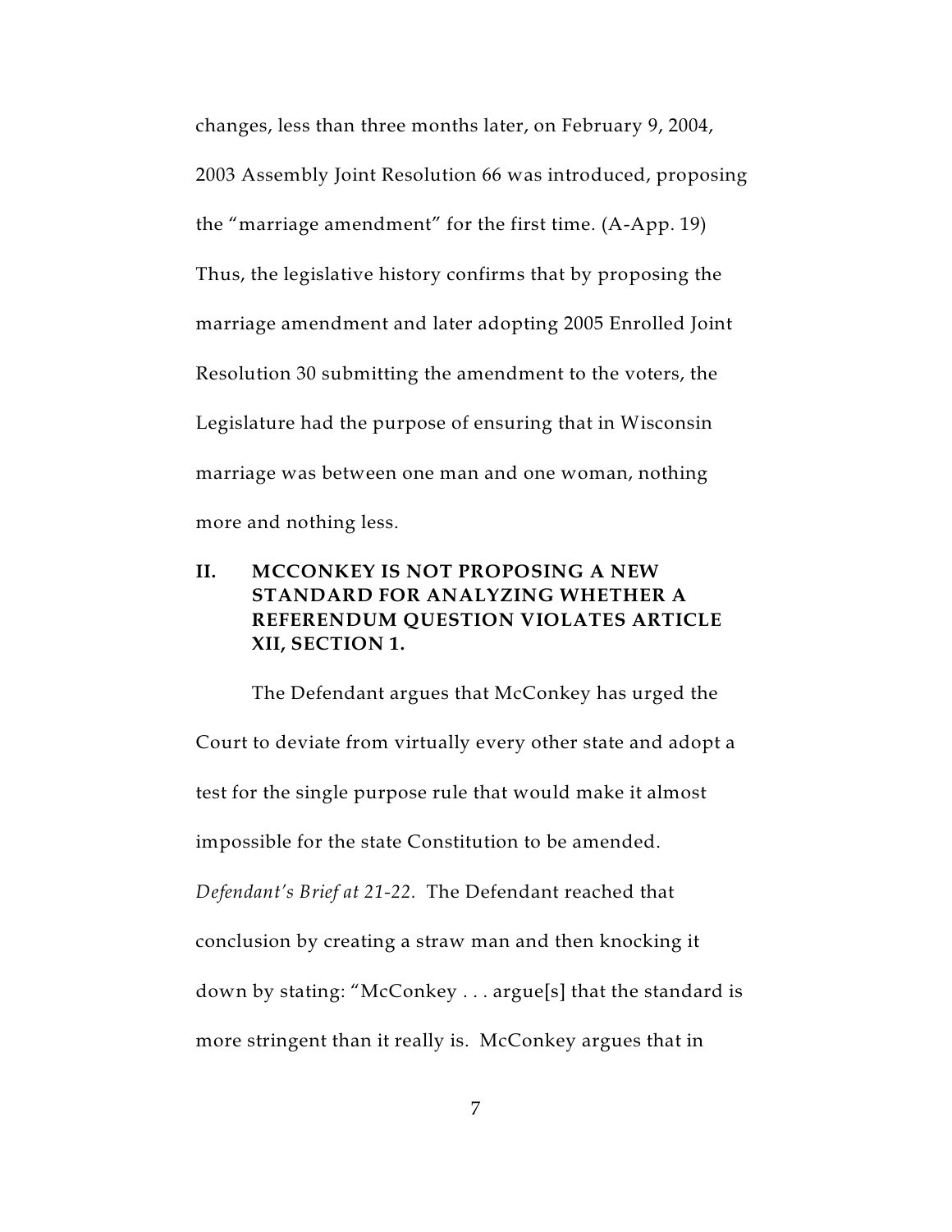changes, less than three months later, on February 9, 2004, 2003 Assembly Joint Resolution 66 was introduced, proposing the "marriage amendment" for the first time. (A-App. 19) Thus, the legislative history confirms that by proposing the marriage amendment and later adopting 2005 Enrolled Joint Resolution 30 submitting the amendment to the voters, the Legislature had the purpose of ensuring that in Wisconsin marriage was between one man and one woman, nothing more and nothing less.

## II. MCCONKEY IS NOT PROPOSING A NEW STANDARD FOR ANALYZING WHETHER A REFERENDUM QUESTION VIOLATES ARTICLE XII, SECTION 1.

The Defendant argues that McConkey has urged the Court to deviate from virtually every other state and adopt a test for the single purpose rule that would make it almost impossible for the state Constitution to be amended. *Defendant's Brief at 21-22.* The Defendant reached that conclusion by creating a straw man and then knocking it down by stating: "McConkey . . . argue[s] that the standard is more stringent than it really is. McConkey argues that in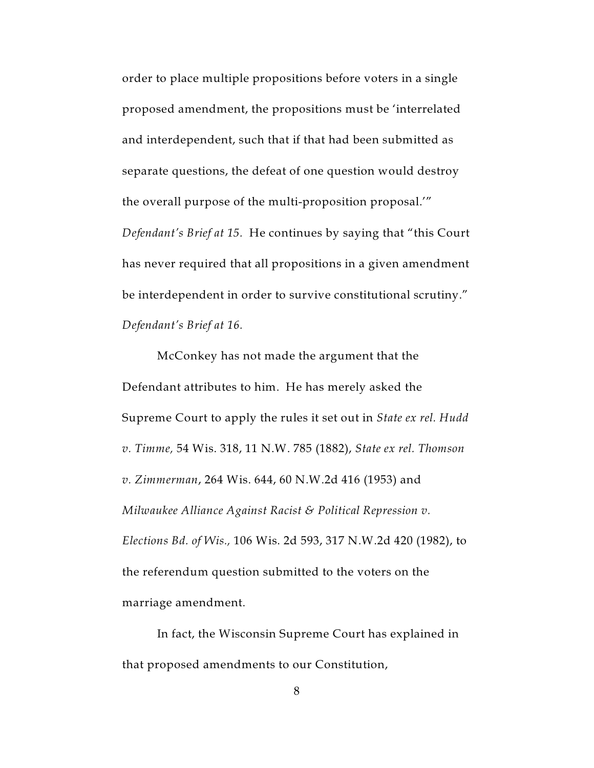order to place multiple propositions before voters in a single proposed amendment, the propositions must be 'interrelated and interdependent, such that if that had been submitted as separate questions, the defeat of one question would destroy the overall purpose of the multi-proposition proposal.'" *Defendant's Brief at 15.* He continues by saying that "this Court has never required that all propositions in a given amendment be interdependent in order to survive constitutional scrutiny." *Defendant's Brief at 16.*

McConkey has not made the argument that the Defendant attributes to him. He has merely asked the Supreme Court to apply the rules it set out in *State ex rel. Hudd v. Timme,* 54 Wis. 318, 11 N.W. 785 (1882), *State ex rel. Thomson v. Zimmerman*, 264 Wis. 644, 60 N.W.2d 416 (1953) and *Milwaukee Alliance Against Racist & Political Repression v. Elections Bd. of Wis.,* 106 Wis. 2d 593, 317 N.W.2d 420 (1982), to the referendum question submitted to the voters on the marriage amendment.

In fact, the Wisconsin Supreme Court has explained in that proposed amendments to our Constitution,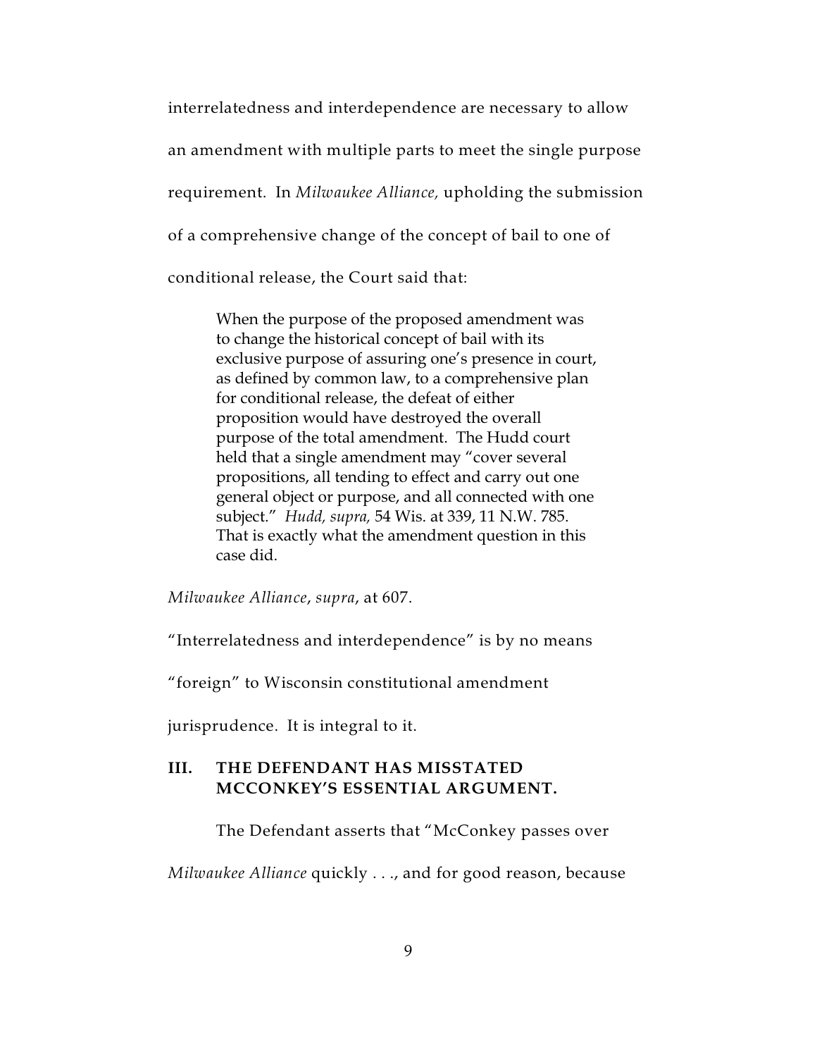interrelatedness and interdependence are necessary to allow an amendment with multiple parts to meet the single purpose requirement. In *Milwaukee Alliance,* upholding the submission of a comprehensive change of the concept of bail to one of conditional release, the Court said that:

> When the purpose of the proposed amendment was to change the historical concept of bail with its exclusive purpose of assuring one's presence in court, as defined by common law, to a comprehensive plan for conditional release, the defeat of either proposition would have destroyed the overall purpose of the total amendment. The Hudd court held that a single amendment may "cover several propositions, all tending to effect and carry out one general object or purpose, and all connected with one subject." *Hudd, supra,* 54 Wis. at 339, 11 N.W. 785. That is exactly what the amendment question in this case did.

*Milwaukee Alliance*, *supra*, at 607.

"Interrelatedness and interdependence" is by no means "foreign" to Wisconsin constitutional amendment jurisprudence. It is integral to it.

## III. THE DEFENDANT HAS MISSTATED MCCONKEY'S ESSENTIAL ARGUMENT.

The Defendant asserts that "McConkey passes over *Milwaukee Alliance* quickly . . ., and for good reason, because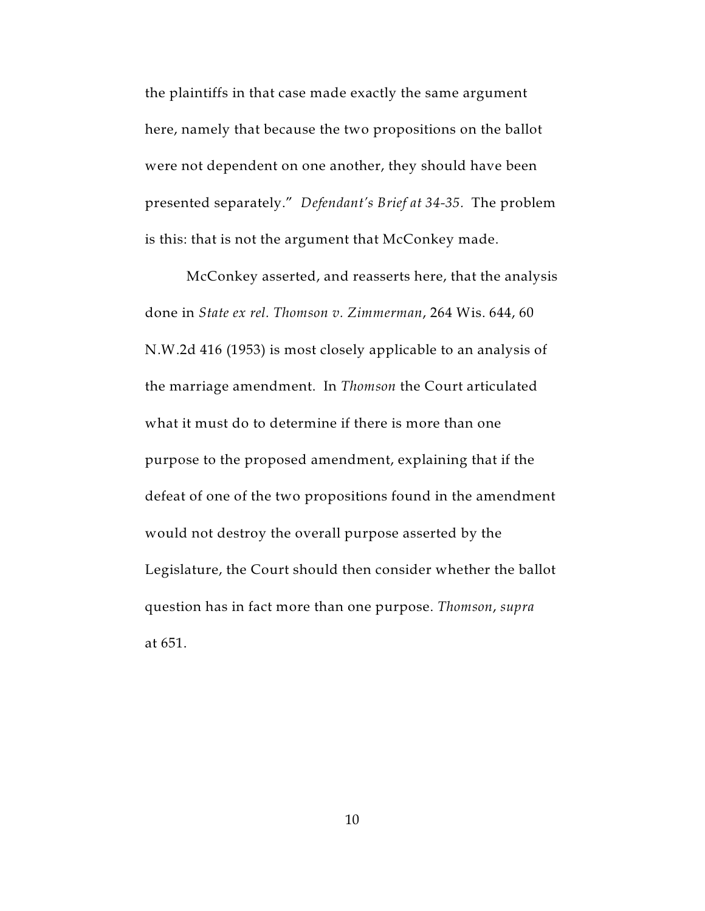the plaintiffs in that case made exactly the same argument here, namely that because the two propositions on the ballot were not dependent on one another, they should have been presented separately." *Defendant's Brief at 34-35.* The problem is this: that is not the argument that McConkey made.

McConkey asserted, and reasserts here, that the analysis done in *State ex rel. Thomson v. Zimmerman*, 264 Wis. 644, 60 N.W.2d 416 (1953) is most closely applicable to an analysis of the marriage amendment. In *Thomson* the Court articulated what it must do to determine if there is more than one purpose to the proposed amendment, explaining that if the defeat of one of the two propositions found in the amendment would not destroy the overall purpose asserted by the Legislature, the Court should then consider whether the ballot question has in fact more than one purpose. *Thomson*, *supra* at 651.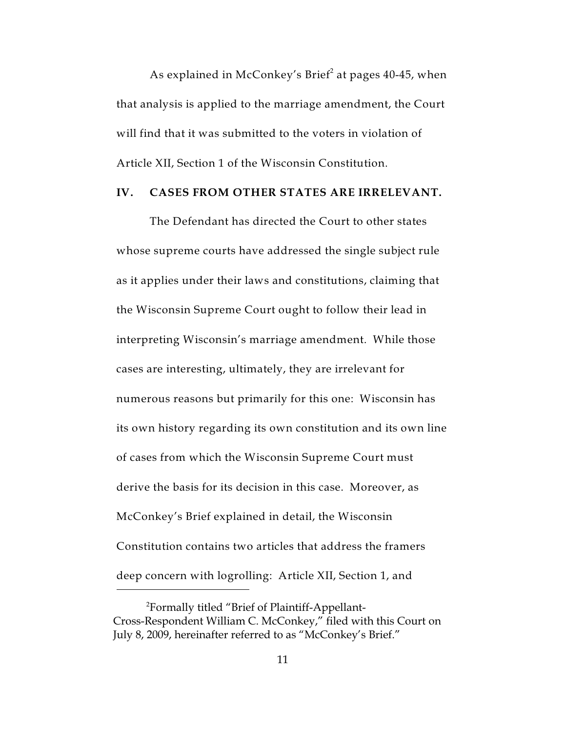As explained in McConkey's Brief[2] at pages 40-45, when that analysis is applied to the marriage amendment, the Court will find that it was submitted to the voters in violation of Article XII, Section 1 of the Wisconsin Constitution.

## IV. CASES FROM OTHER STATES ARE IRRELEVANT.

The Defendant has directed the Court to other states whose supreme courts have addressed the single subject rule as it applies under their laws and constitutions, claiming that the Wisconsin Supreme Court ought to follow their lead in interpreting Wisconsin's marriage amendment. While those cases are interesting, ultimately, they are irrelevant for numerous reasons but primarily for this one: Wisconsin has its own history regarding its own constitution and its own line of cases from which the Wisconsin Supreme Court must derive the basis for its decision in this case. Moreover, as McConkey's Brief explained in detail, the Wisconsin Constitution contains two articles that address the framers deep concern with logrolling: Article XII, Section 1, and

[2] Formally titled "Brief of Plaintiff-Appellant-Cross-Respondent William C. McConkey," filed with this Court on July 8, 2009, hereinafter referred to as "McConkey's Brief."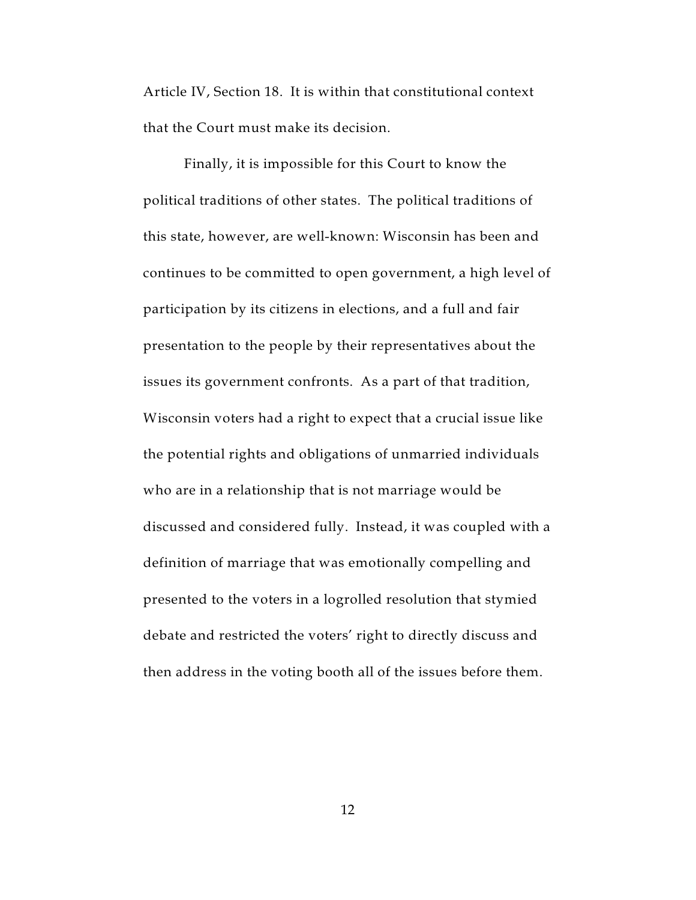Article IV, Section 18. It is within that constitutional context that the Court must make its decision.

Finally, it is impossible for this Court to know the political traditions of other states. The political traditions of this state, however, are well-known: Wisconsin has been and continues to be committed to open government, a high level of participation by its citizens in elections, and a full and fair presentation to the people by their representatives about the issues its government confronts. As a part of that tradition, Wisconsin voters had a right to expect that a crucial issue like the potential rights and obligations of unmarried individuals who are in a relationship that is not marriage would be discussed and considered fully. Instead, it was coupled with a definition of marriage that was emotionally compelling and presented to the voters in a logrolled resolution that stymied debate and restricted the voters' right to directly discuss and then address in the voting booth all of the issues before them.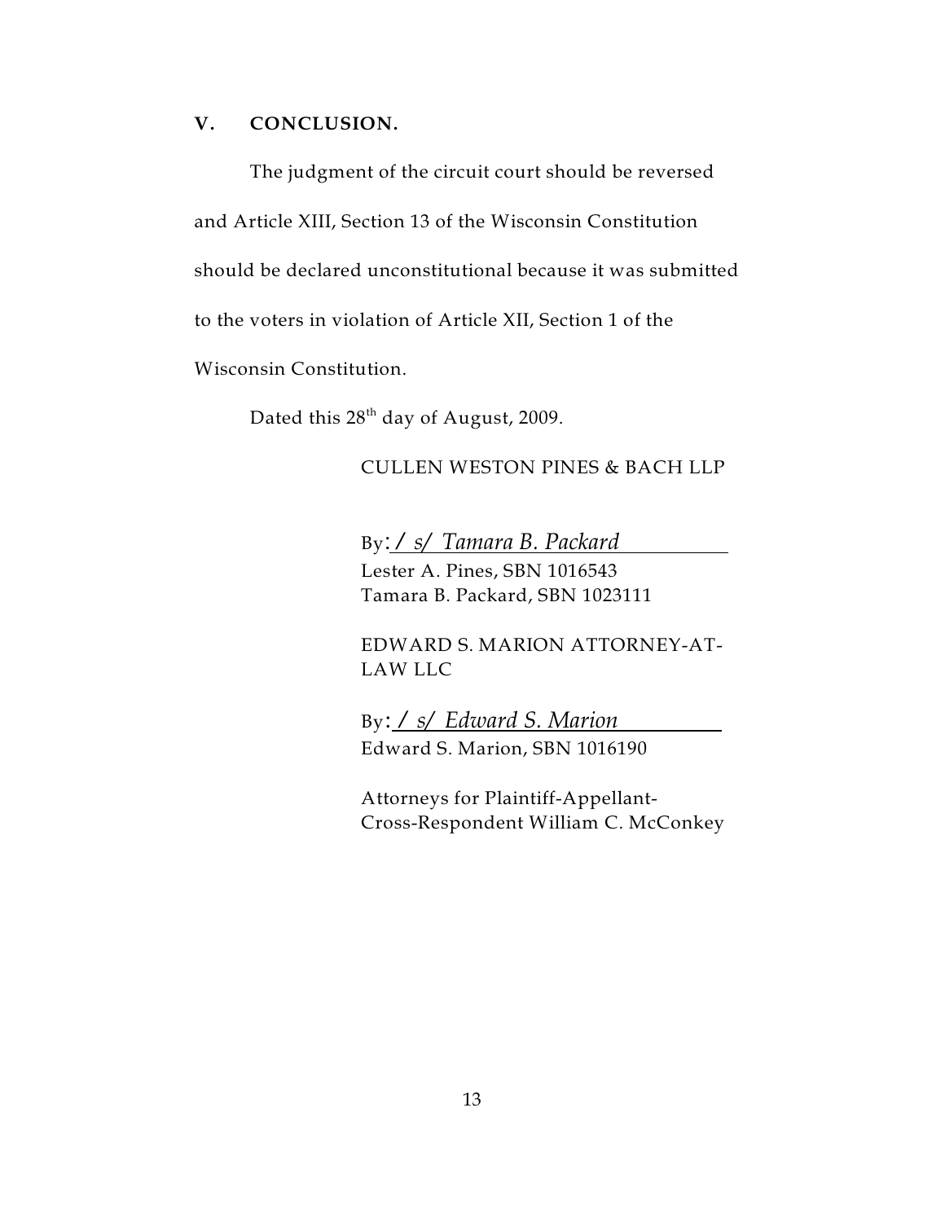## V. CONCLUSION.

The judgment of the circuit court should be reversed and Article XIII, Section 13 of the Wisconsin Constitution should be declared unconstitutional because it was submitted to the voters in violation of Article XII, Section 1 of the Wisconsin Constitution.

Dated this 28th day of August, 2009.

CULLEN WESTON PINES & BACH LLP

By: */ s/ Tamara B. Packard*
Lester A. Pines, SBN 1016543
Tamara B. Packard, SBN 1023111

EDWARD S. MARION ATTORNEY-AT-LAW LLC

By: */ s/ Edward S. Marion*
Edward S. Marion, SBN 1016190

Attorneys for Plaintiff-Appellant-Cross-Respondent William C. McConkey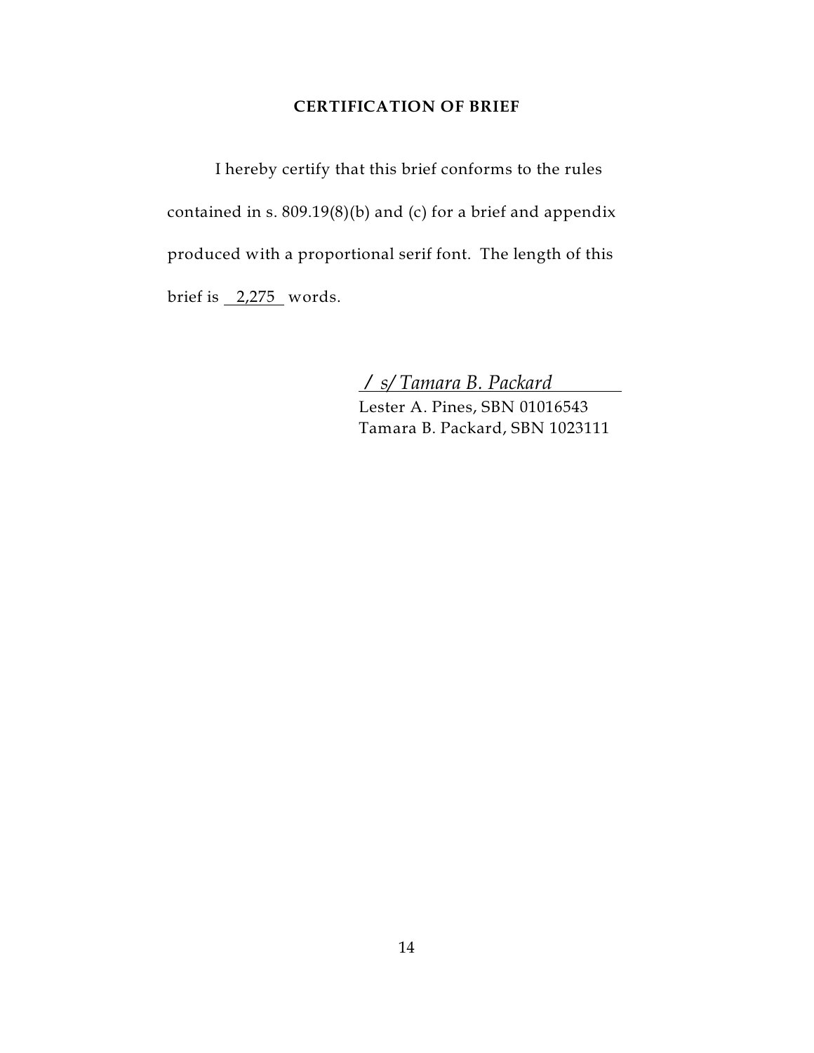**CERTIFICATION OF BRIEF**

I hereby certify that this brief conforms to the rules contained in s. 809.19(8)(b) and (c) for a brief and appendix produced with a proportional serif font. The length of this brief is 2,275 words.

*/ s/ Tamara B. Packard*
Lester A. Pines, SBN 01016543
Tamara B. Packard, SBN 1023111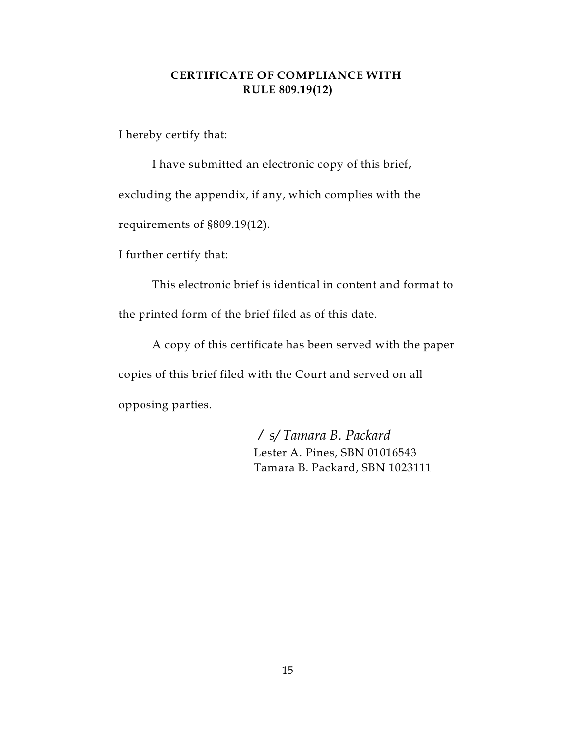**CERTIFICATE OF COMPLIANCE WITH RULE 809.19(12)**

I hereby certify that:

I have submitted an electronic copy of this brief, excluding the appendix, if any, which complies with the requirements of §809.19(12).

I further certify that:

This electronic brief is identical in content and format to the printed form of the brief filed as of this date.

A copy of this certificate has been served with the paper copies of this brief filed with the Court and served on all opposing parties.

*/ s/ Tamara B. Packard*
Lester A. Pines, SBN 01016543
Tamara B. Packard, SBN 1023111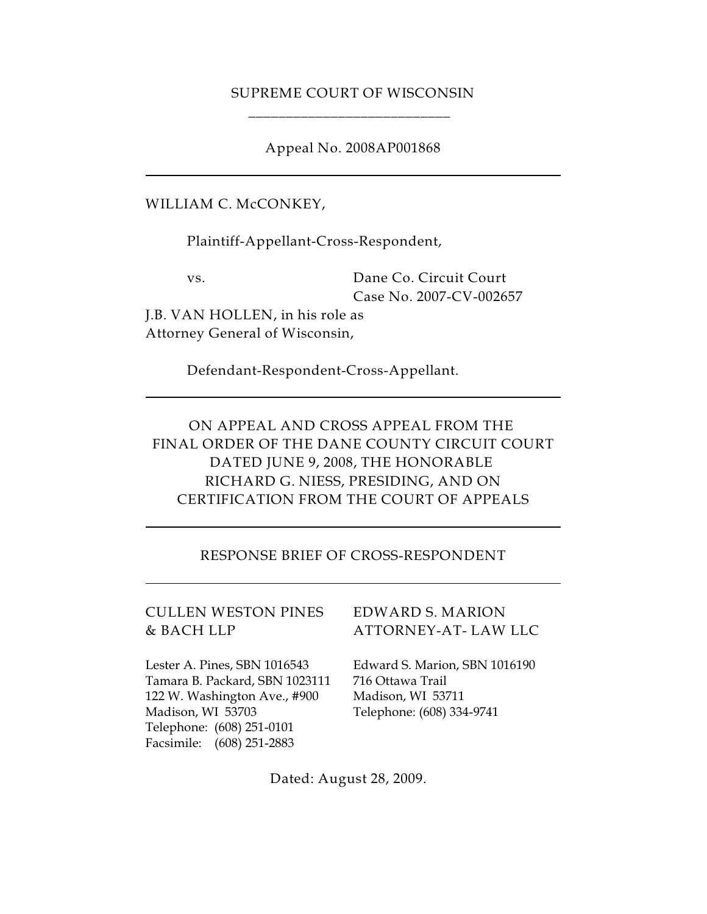SUPREME COURT OF WISCONSIN

Appeal No. 2008AP001868

---

WILLIAM C. McCONKEY,

Plaintiff-Appellant-Cross-Respondent,

vs.

Dane Co. Circuit Court
Case No. 2007-CV-002657

J.B. VAN HOLLEN, in his role as Attorney General of Wisconsin,

Defendant-Respondent-Cross-Appellant.

---

ON APPEAL AND CROSS APPEAL FROM THE FINAL ORDER OF THE DANE COUNTY CIRCUIT COURT DATED JUNE 9, 2008, THE HONORABLE RICHARD G. NIESS, PRESIDING, AND ON CERTIFICATION FROM THE COURT OF APPEALS

---

RESPONSE BRIEF OF CROSS-RESPONDENT

---

CULLEN WESTON PINES & BACH LLP

Lester A. Pines, SBN 1016543
Tamara B. Packard, SBN 1023111
122 W. Washington Ave., #900
Madison, WI 53703
Telephone: (608) 251-0101
Facsimile: (608) 251-2883

EDWARD S. MARION ATTORNEY-AT- LAW LLC

Edward S. Marion, SBN 1016190
716 Ottawa Trail
Madison, WI 53711
Telephone: (608) 334-9741

Dated: August 28, 2009.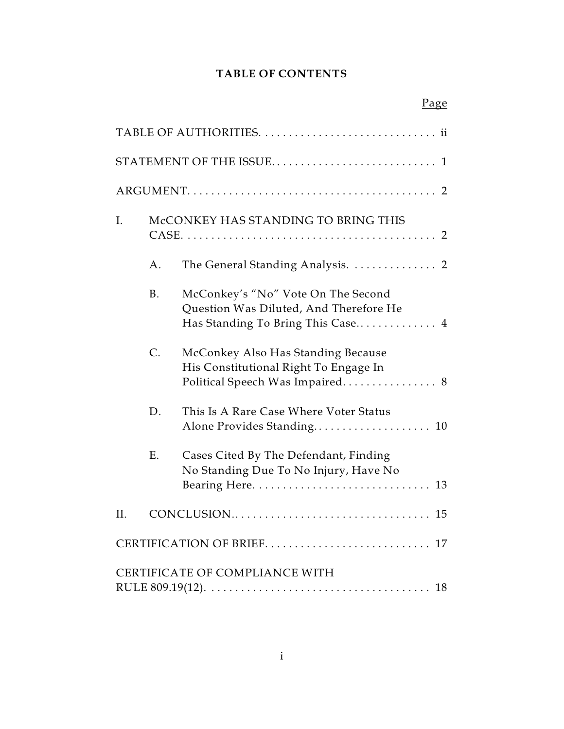# TABLE OF CONTENTS

| | | Page |
|---|---|---|
| TABLE OF AUTHORITIES | | ii |
| STATEMENT OF THE ISSUE | | 1 |
| ARGUMENT | | 2 |
| I. | McCONKEY HAS STANDING TO BRING THIS CASE | 2 |
| | A. The General Standing Analysis | 2 |
| | B. McConkey's "No" Vote On The Second Question Was Diluted, And Therefore He Has Standing To Bring This Case | 4 |
| | C. McConkey Also Has Standing Because His Constitutional Right To Engage In Political Speech Was Impaired | 8 |
| | D. This Is A Rare Case Where Voter Status Alone Provides Standing | 10 |
| | E. Cases Cited By The Defendant, Finding No Standing Due To No Injury, Have No Bearing Here | 13 |
| II. | CONCLUSION | 15 |
| CERTIFICATION OF BRIEF | | 17 |
| CERTIFICATE OF COMPLIANCE WITH RULE 809.19(12) | | 18 |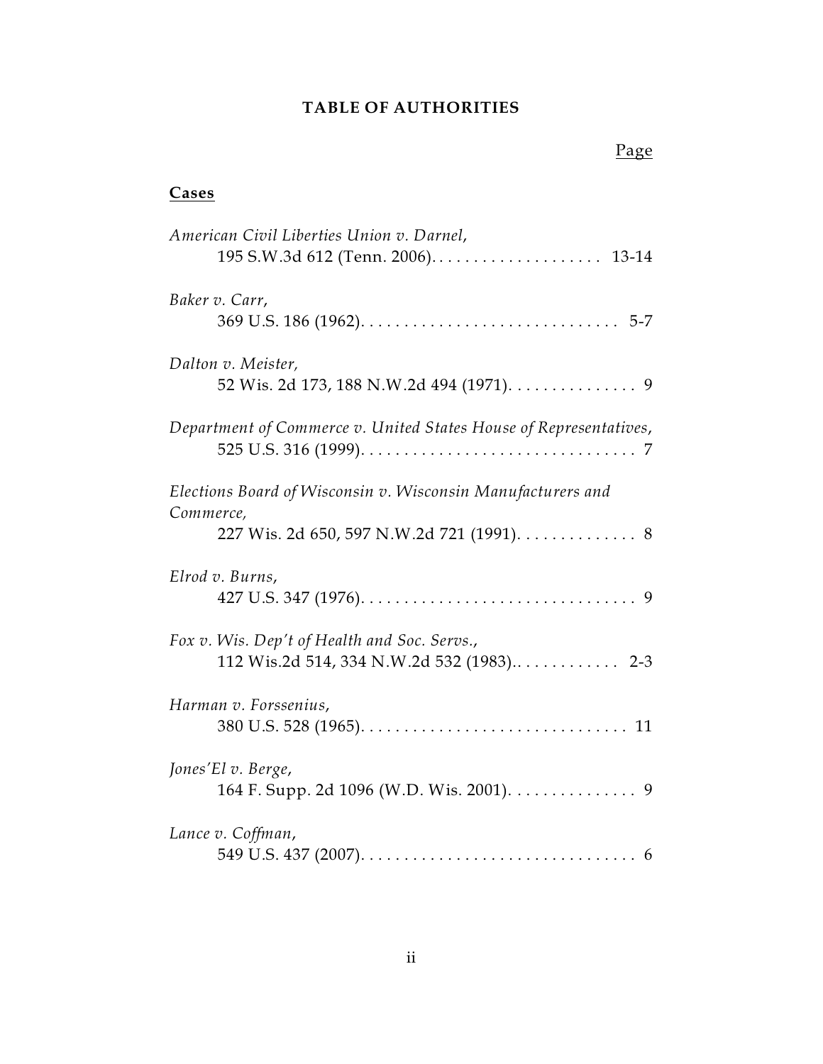## TABLE OF AUTHORITIES

Page

**Cases**

*American Civil Liberties Union v. Darnel*,
195 S.W.3d 612 (Tenn. 2006). . . . . . . . . . . . . . . . . . . . 13-14

*Baker v. Carr*,
369 U.S. 186 (1962). . . . . . . . . . . . . . . . . . . . . . . . . . . . . . 5-7

*Dalton v. Meister,*
52 Wis. 2d 173, 188 N.W.2d 494 (1971). . . . . . . . . . . . . . . 9

*Department of Commerce v. United States House of Representatives*,
525 U.S. 316 (1999). . . . . . . . . . . . . . . . . . . . . . . . . . . . . . . . 7

*Elections Board of Wisconsin v. Wisconsin Manufacturers and Commerce,*
227 Wis. 2d 650, 597 N.W.2d 721 (1991). . . . . . . . . . . . . . 8

*Elrod v. Burns*,
427 U.S. 347 (1976). . . . . . . . . . . . . . . . . . . . . . . . . . . . . . . . 9

*Fox v. Wis. Dep't of Health and Soc. Servs.*,
112 Wis.2d 514, 334 N.W.2d 532 (1983).. . . . . . . . . . . . . 2-3

*Harman v. Forssenius*,
380 U.S. 528 (1965). . . . . . . . . . . . . . . . . . . . . . . . . . . . . . . 11

*Jones'El v. Berge*,
164 F. Supp. 2d 1096 (W.D. Wis. 2001). . . . . . . . . . . . . . . 9

*Lance v. Coffman*,
549 U.S. 437 (2007). . . . . . . . . . . . . . . . . . . . . . . . . . . . . . . . 6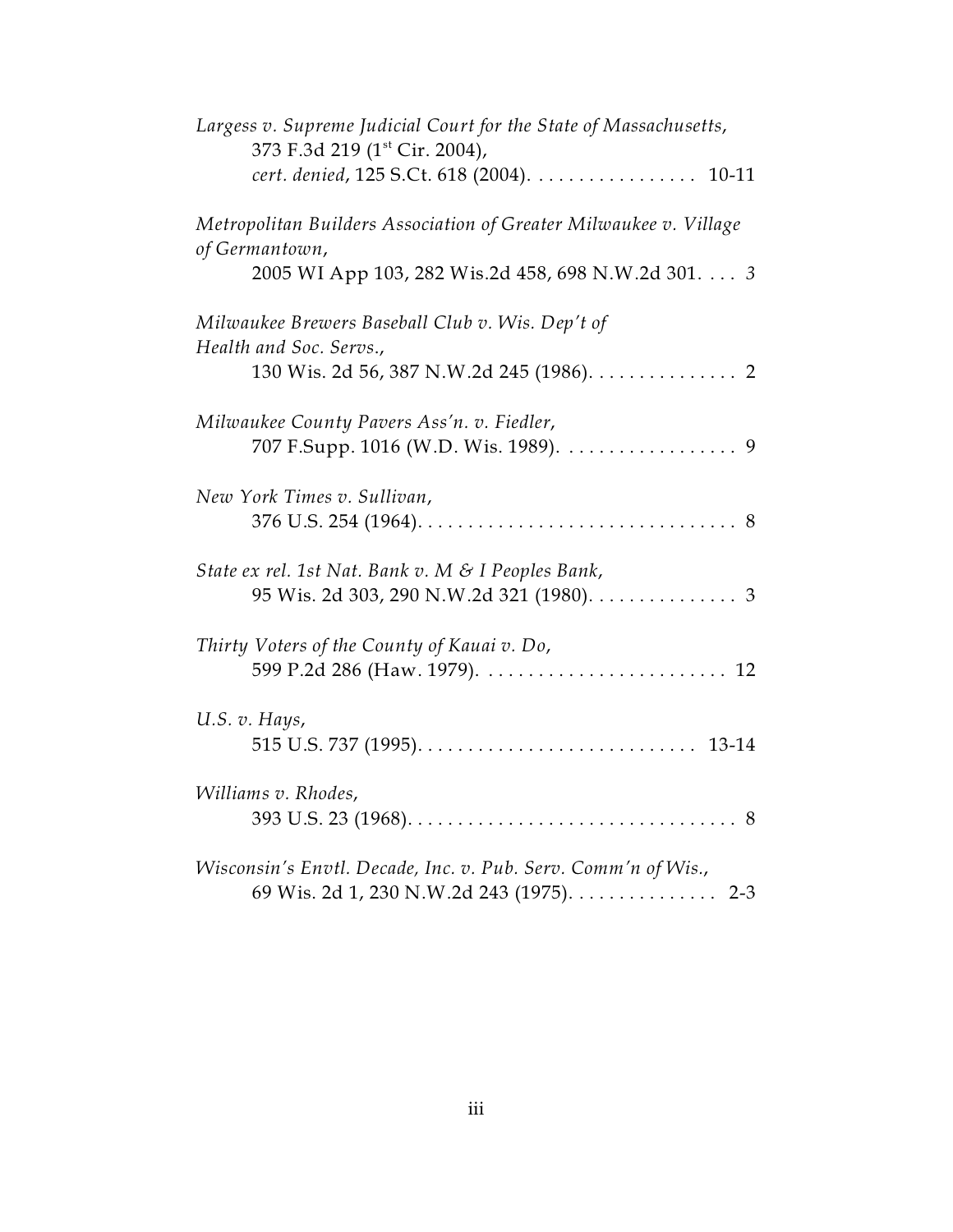*Largess v. Supreme Judicial Court for the State of Massachusetts*, 373 F.3d 219 (1st Cir. 2004), *cert. denied*, 125 S.Ct. 618 (2004). . . . . . . . . . . . . . . . . 10-11

*Metropolitan Builders Association of Greater Milwaukee v. Village of Germantown*, 2005 WI App 103, 282 Wis.2d 458, 698 N.W.2d 301. . . . *3*

*Milwaukee Brewers Baseball Club v. Wis. Dep't of Health and Soc. Servs.*, 130 Wis. 2d 56, 387 N.W.2d 245 (1986). . . . . . . . . . . . . . . 2

*Milwaukee County Pavers Ass'n. v. Fiedler*, 707 F.Supp. 1016 (W.D. Wis. 1989). . . . . . . . . . . . . . . . . 9

*New York Times v. Sullivan*, 376 U.S. 254 (1964). . . . . . . . . . . . . . . . . . . . . . . . . . . . . . . . 8

*State ex rel. 1st Nat. Bank v. M & I Peoples Bank*, 95 Wis. 2d 303, 290 N.W.2d 321 (1980). . . . . . . . . . . . . . . 3

*Thirty Voters of the County of Kauai v. Do*, 599 P.2d 286 (Haw. 1979). . . . . . . . . . . . . . . . . . . . . . . . . 12

*U.S. v. Hays*, 515 U.S. 737 (1995). . . . . . . . . . . . . . . . . . . . . . . . . . . . 13-14

*Williams v. Rhodes*, 393 U.S. 23 (1968). . . . . . . . . . . . . . . . . . . . . . . . . . . . . . . . . 8

*Wisconsin's Envtl. Decade, Inc. v. Pub. Serv. Comm'n of Wis.*, 69 Wis. 2d 1, 230 N.W.2d 243 (1975). . . . . . . . . . . . . . . 2-3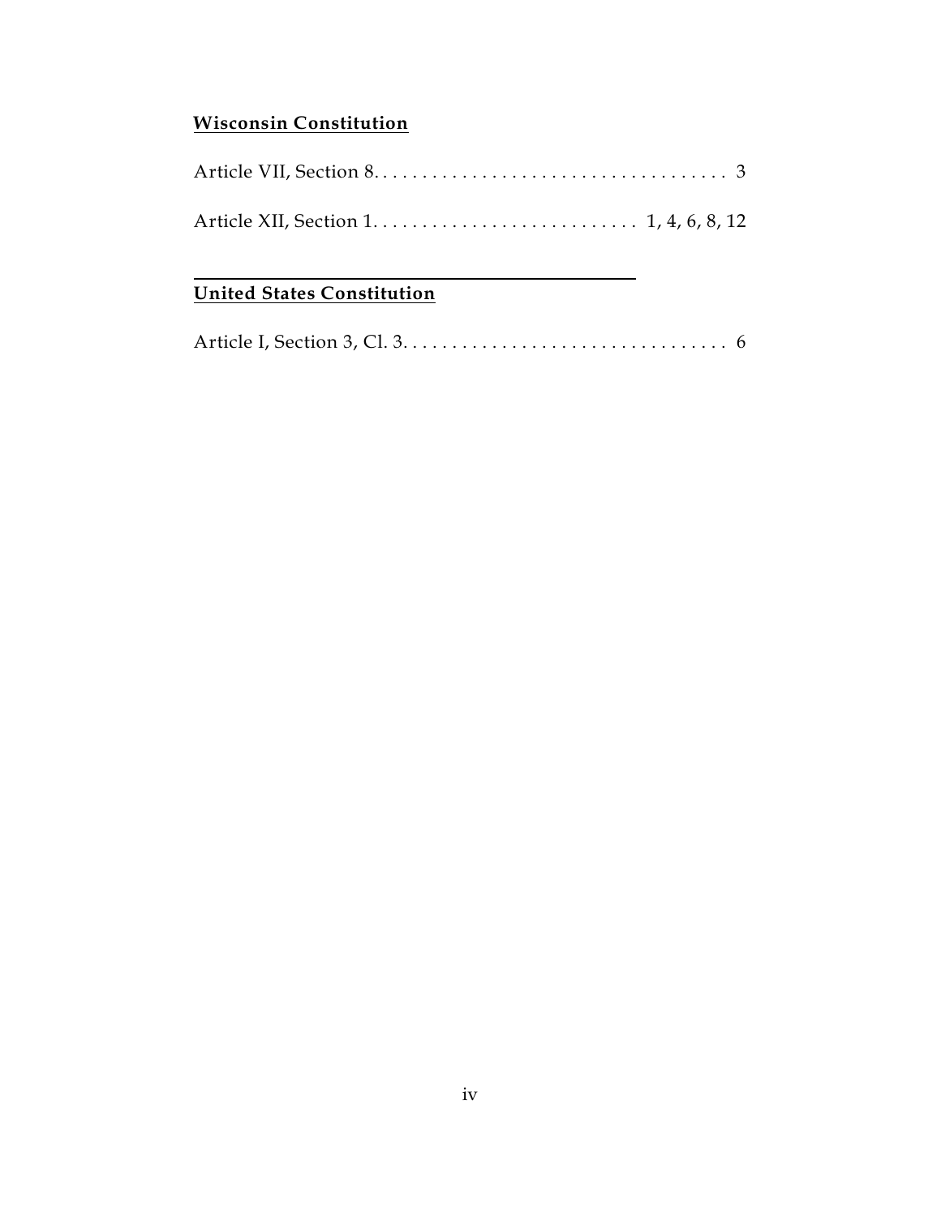**Wisconsin Constitution**

Article VII, Section 8. . . . . . . . . . . . . . . . . . . . . . . . . . . . . . . . . . . . 3

Article XII, Section 1. . . . . . . . . . . . . . . . . . . . . . . . . . . 1, 4, 6, 8, 12

**United States Constitution**

Article I, Section 3, Cl. 3. . . . . . . . . . . . . . . . . . . . . . . . . . . . . . . . . 6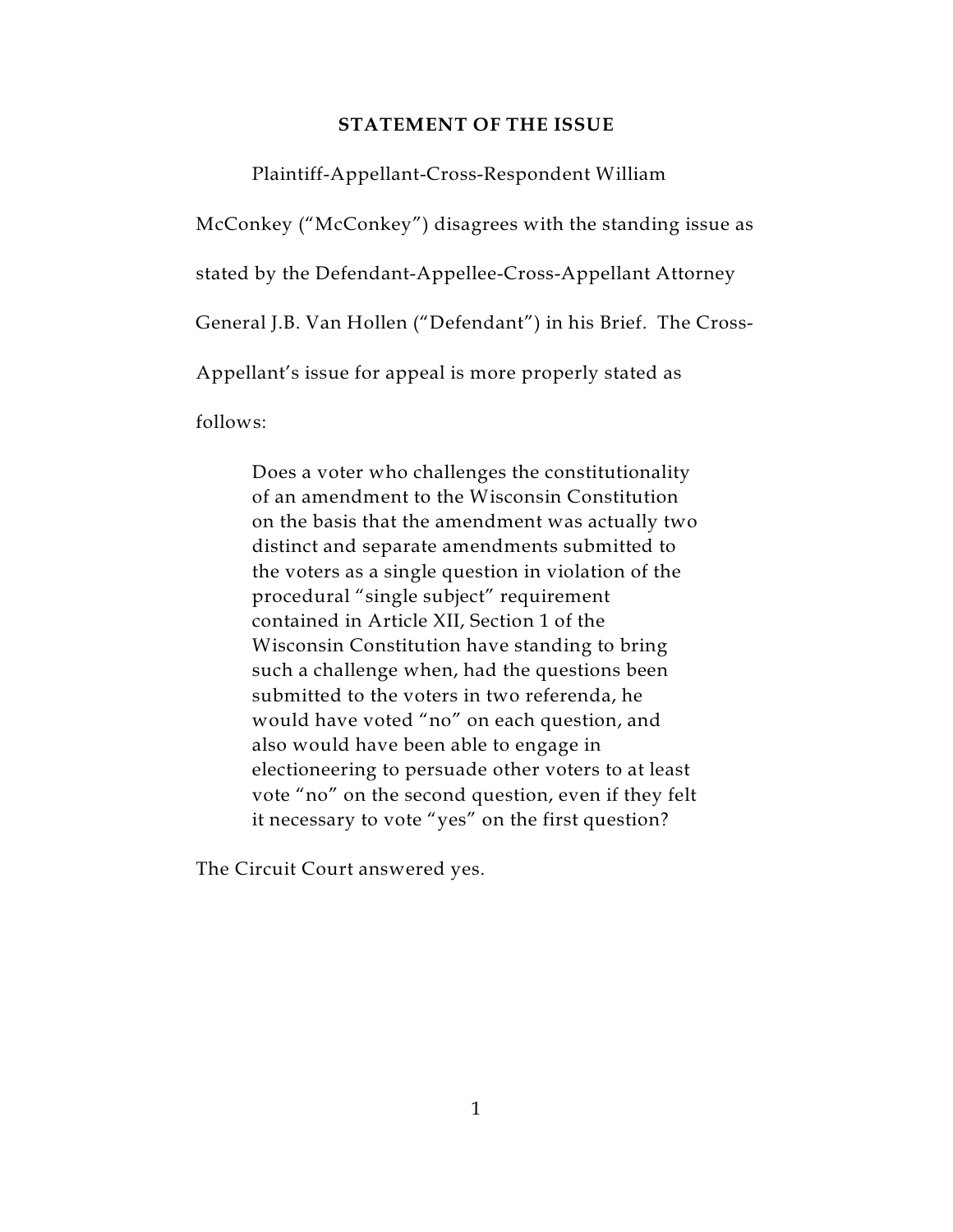## STATEMENT OF THE ISSUE

Plaintiff-Appellant-Cross-Respondent William McConkey ("McConkey") disagrees with the standing issue as stated by the Defendant-Appellee-Cross-Appellant Attorney General J.B. Van Hollen ("Defendant") in his Brief. The Cross-Appellant's issue for appeal is more properly stated as follows:

> Does a voter who challenges the constitutionality of an amendment to the Wisconsin Constitution on the basis that the amendment was actually two distinct and separate amendments submitted to the voters as a single question in violation of the procedural "single subject" requirement contained in Article XII, Section 1 of the Wisconsin Constitution have standing to bring such a challenge when, had the questions been submitted to the voters in two referenda, he would have voted "no" on each question, and also would have been able to engage in electioneering to persuade other voters to at least vote "no" on the second question, even if they felt it necessary to vote "yes" on the first question?

The Circuit Court answered yes.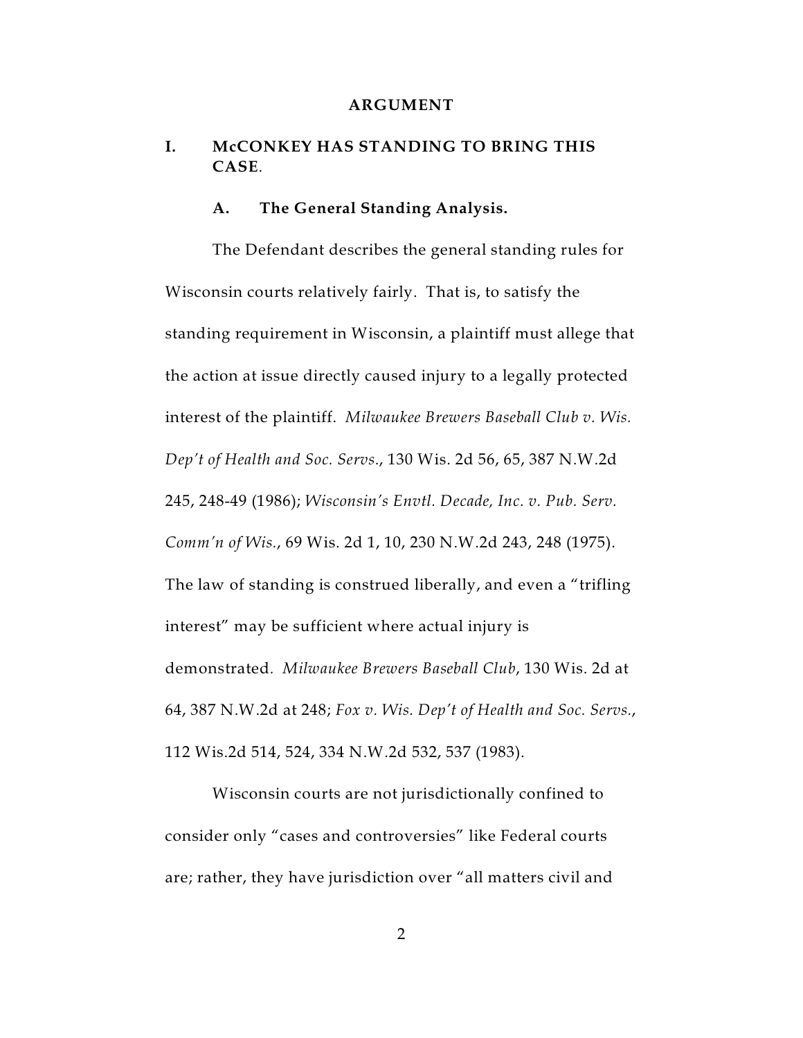## ARGUMENT

### I. McCONKEY HAS STANDING TO BRING THIS CASE.

#### A. The General Standing Analysis.

The Defendant describes the general standing rules for Wisconsin courts relatively fairly. That is, to satisfy the standing requirement in Wisconsin, a plaintiff must allege that the action at issue directly caused injury to a legally protected interest of the plaintiff. *Milwaukee Brewers Baseball Club v. Wis. Dep't of Health and Soc. Servs.*, 130 Wis. 2d 56, 65, 387 N.W.2d 245, 248-49 (1986); *Wisconsin's Envtl. Decade, Inc. v. Pub. Serv. Comm'n of Wis.*, 69 Wis. 2d 1, 10, 230 N.W.2d 243, 248 (1975). The law of standing is construed liberally, and even a "trifling interest" may be sufficient where actual injury is demonstrated. *Milwaukee Brewers Baseball Club*, 130 Wis. 2d at 64, 387 N.W.2d at 248; *Fox v. Wis. Dep't of Health and Soc. Servs.*, 112 Wis.2d 514, 524, 334 N.W.2d 532, 537 (1983).

Wisconsin courts are not jurisdictionally confined to consider only "cases and controversies" like Federal courts are; rather, they have jurisdiction over "all matters civil and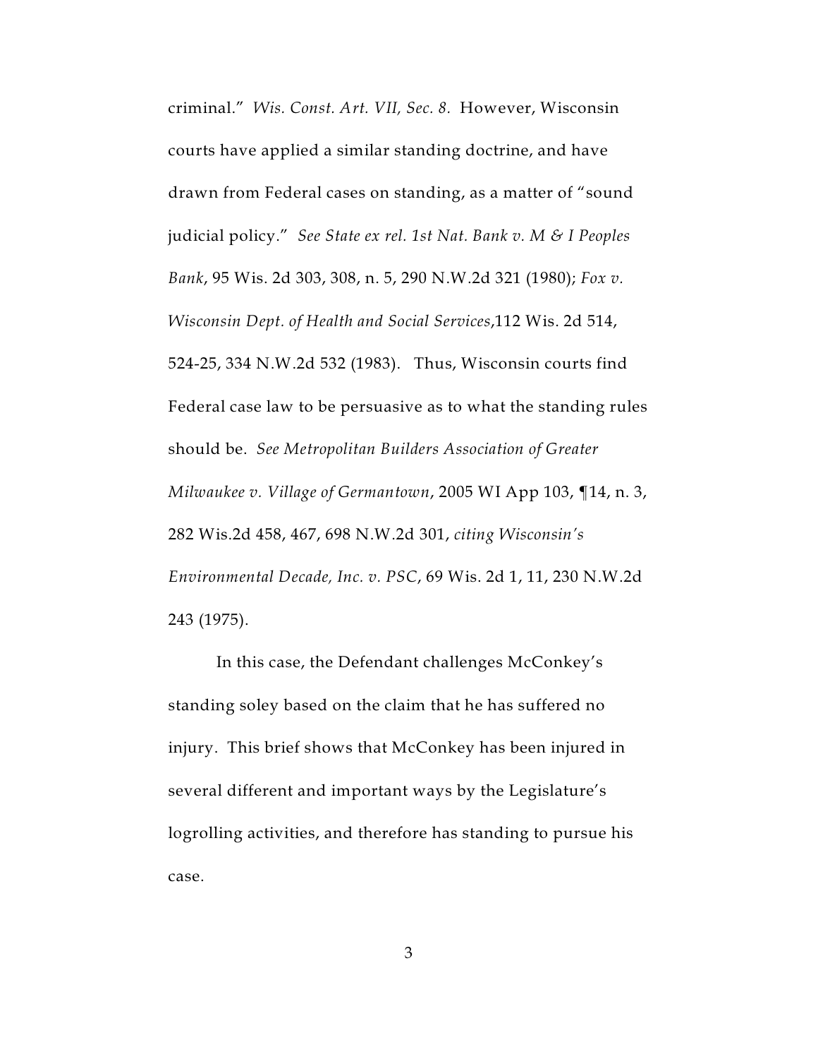criminal." *Wis. Const. Art. VII, Sec. 8.* However, Wisconsin courts have applied a similar standing doctrine, and have drawn from Federal cases on standing, as a matter of "sound judicial policy." *See State ex rel. 1st Nat. Bank v. M & I Peoples Bank*, 95 Wis. 2d 303, 308, n. 5, 290 N.W.2d 321 (1980); *Fox v. Wisconsin Dept. of Health and Social Services*,112 Wis. 2d 514, 524-25, 334 N.W.2d 532 (1983). Thus, Wisconsin courts find Federal case law to be persuasive as to what the standing rules should be. *See Metropolitan Builders Association of Greater Milwaukee v. Village of Germantown*, 2005 WI App 103, ¶14, n. 3, 282 Wis.2d 458, 467, 698 N.W.2d 301, *citing Wisconsin's Environmental Decade, Inc. v. PSC*, 69 Wis. 2d 1, 11, 230 N.W.2d 243 (1975).

In this case, the Defendant challenges McConkey's standing soley based on the claim that he has suffered no injury. This brief shows that McConkey has been injured in several different and important ways by the Legislature's logrolling activities, and therefore has standing to pursue his case.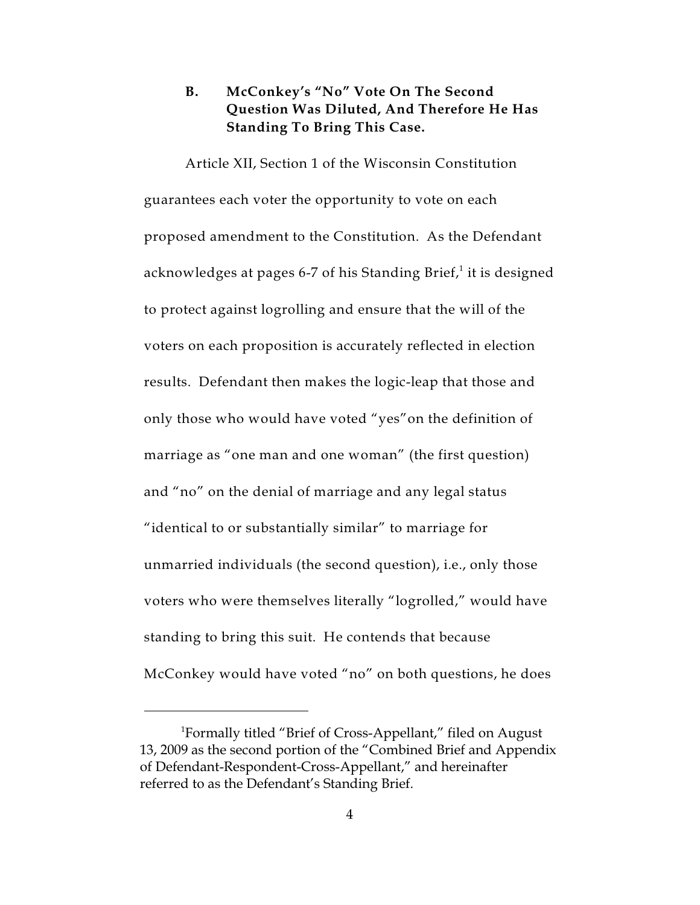### B. McConkey's "No" Vote On The Second Question Was Diluted, And Therefore He Has Standing To Bring This Case.

Article XII, Section 1 of the Wisconsin Constitution guarantees each voter the opportunity to vote on each proposed amendment to the Constitution. As the Defendant acknowledges at pages 6-7 of his Standing Brief,[1] it is designed to protect against logrolling and ensure that the will of the voters on each proposition is accurately reflected in election results. Defendant then makes the logic-leap that those and only those who would have voted "yes"on the definition of marriage as "one man and one woman" (the first question) and "no" on the denial of marriage and any legal status "identical to or substantially similar" to marriage for unmarried individuals (the second question), i.e., only those voters who were themselves literally "logrolled," would have standing to bring this suit. He contends that because McConkey would have voted "no" on both questions, he does

---

[1] Formally titled "Brief of Cross-Appellant," filed on August 13, 2009 as the second portion of the "Combined Brief and Appendix of Defendant-Respondent-Cross-Appellant," and hereinafter referred to as the Defendant's Standing Brief.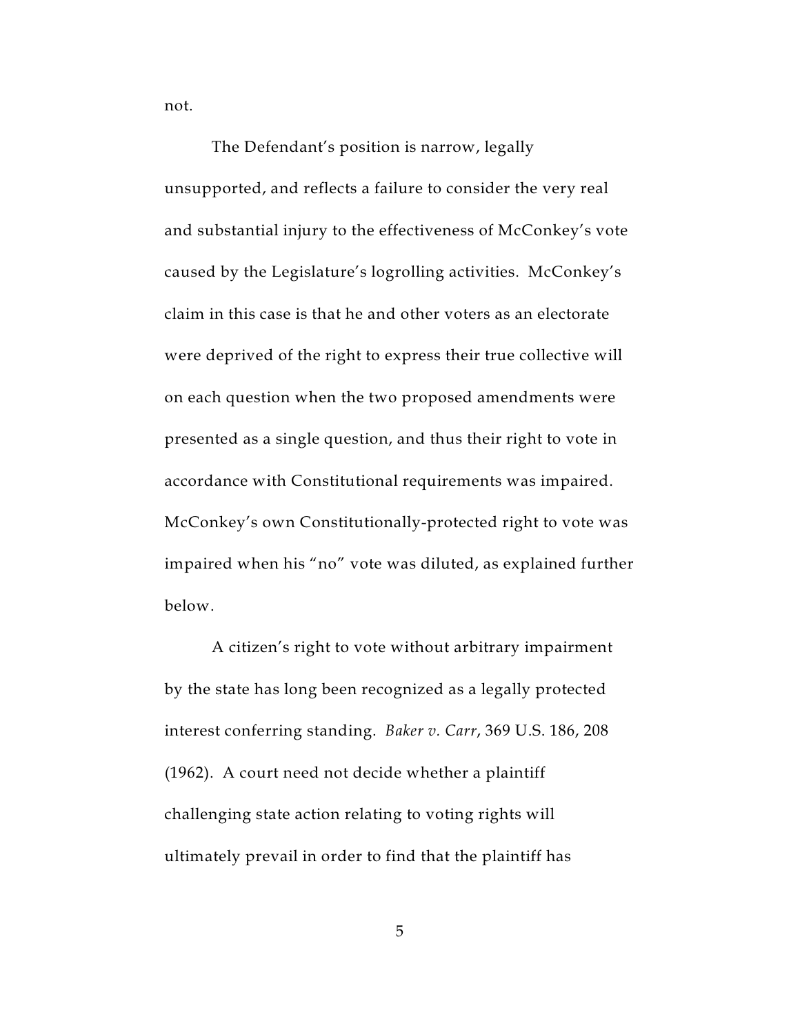not.

The Defendant's position is narrow, legally unsupported, and reflects a failure to consider the very real and substantial injury to the effectiveness of McConkey's vote caused by the Legislature's logrolling activities. McConkey's claim in this case is that he and other voters as an electorate were deprived of the right to express their true collective will on each question when the two proposed amendments were presented as a single question, and thus their right to vote in accordance with Constitutional requirements was impaired. McConkey's own Constitutionally-protected right to vote was impaired when his "no" vote was diluted, as explained further below.

A citizen's right to vote without arbitrary impairment by the state has long been recognized as a legally protected interest conferring standing. *Baker v. Carr*, 369 U.S. 186, 208 (1962). A court need not decide whether a plaintiff challenging state action relating to voting rights will ultimately prevail in order to find that the plaintiff has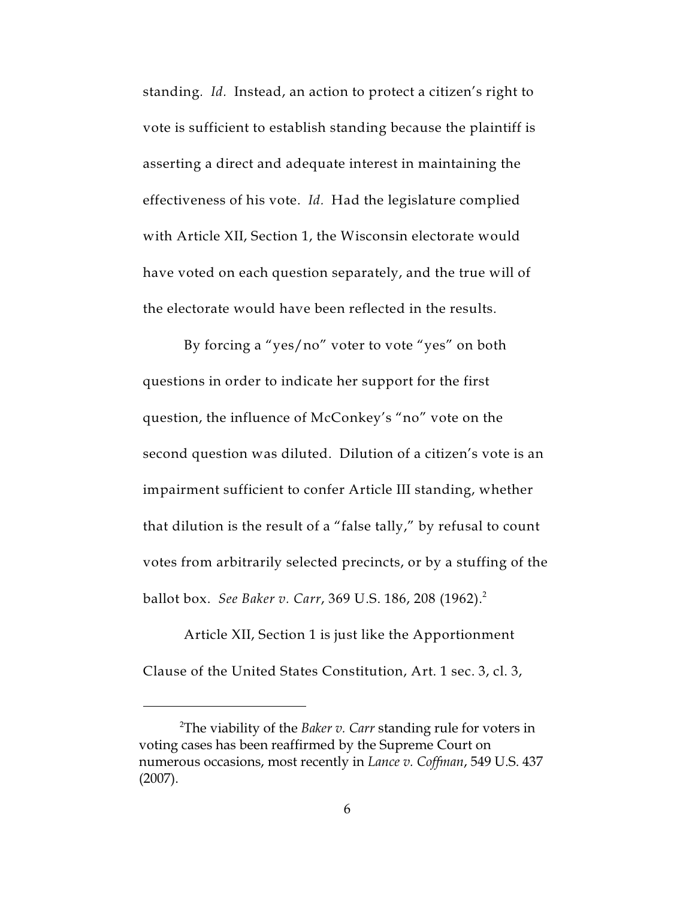standing. *Id.* Instead, an action to protect a citizen's right to vote is sufficient to establish standing because the plaintiff is asserting a direct and adequate interest in maintaining the effectiveness of his vote. *Id.* Had the legislature complied with Article XII, Section 1, the Wisconsin electorate would have voted on each question separately, and the true will of the electorate would have been reflected in the results.

By forcing a "yes/no" voter to vote "yes" on both questions in order to indicate her support for the first question, the influence of McConkey's "no" vote on the second question was diluted. Dilution of a citizen's vote is an impairment sufficient to confer Article III standing, whether that dilution is the result of a "false tally," by refusal to count votes from arbitrarily selected precincts, or by a stuffing of the ballot box. *See Baker v. Carr*, 369 U.S. 186, 208 (1962).[2]

Article XII, Section 1 is just like the Apportionment Clause of the United States Constitution, Art. 1 sec. 3, cl. 3,

---

[2]The viability of the *Baker v. Carr* standing rule for voters in voting cases has been reaffirmed by the Supreme Court on numerous occasions, most recently in *Lance v. Coffman*, 549 U.S. 437 (2007).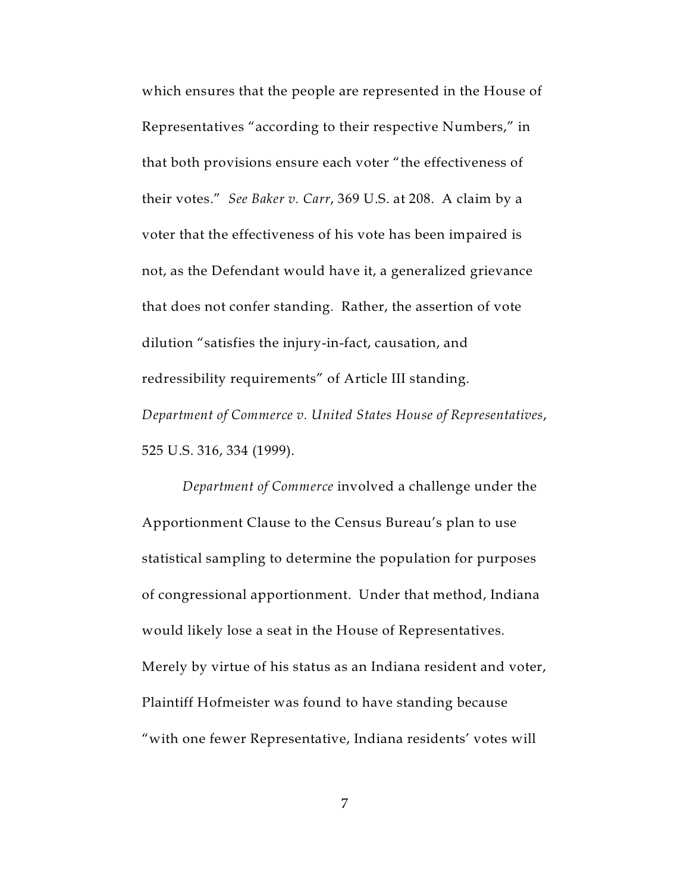which ensures that the people are represented in the House of Representatives "according to their respective Numbers," in that both provisions ensure each voter "the effectiveness of their votes." *See Baker v. Carr*, 369 U.S. at 208. A claim by a voter that the effectiveness of his vote has been impaired is not, as the Defendant would have it, a generalized grievance that does not confer standing. Rather, the assertion of vote dilution "satisfies the injury-in-fact, causation, and redressibility requirements" of Article III standing. *Department of Commerce v. United States House of Representatives*, 525 U.S. 316, 334 (1999).

*Department of Commerce* involved a challenge under the Apportionment Clause to the Census Bureau's plan to use statistical sampling to determine the population for purposes of congressional apportionment. Under that method, Indiana would likely lose a seat in the House of Representatives. Merely by virtue of his status as an Indiana resident and voter, Plaintiff Hofmeister was found to have standing because "with one fewer Representative, Indiana residents' votes will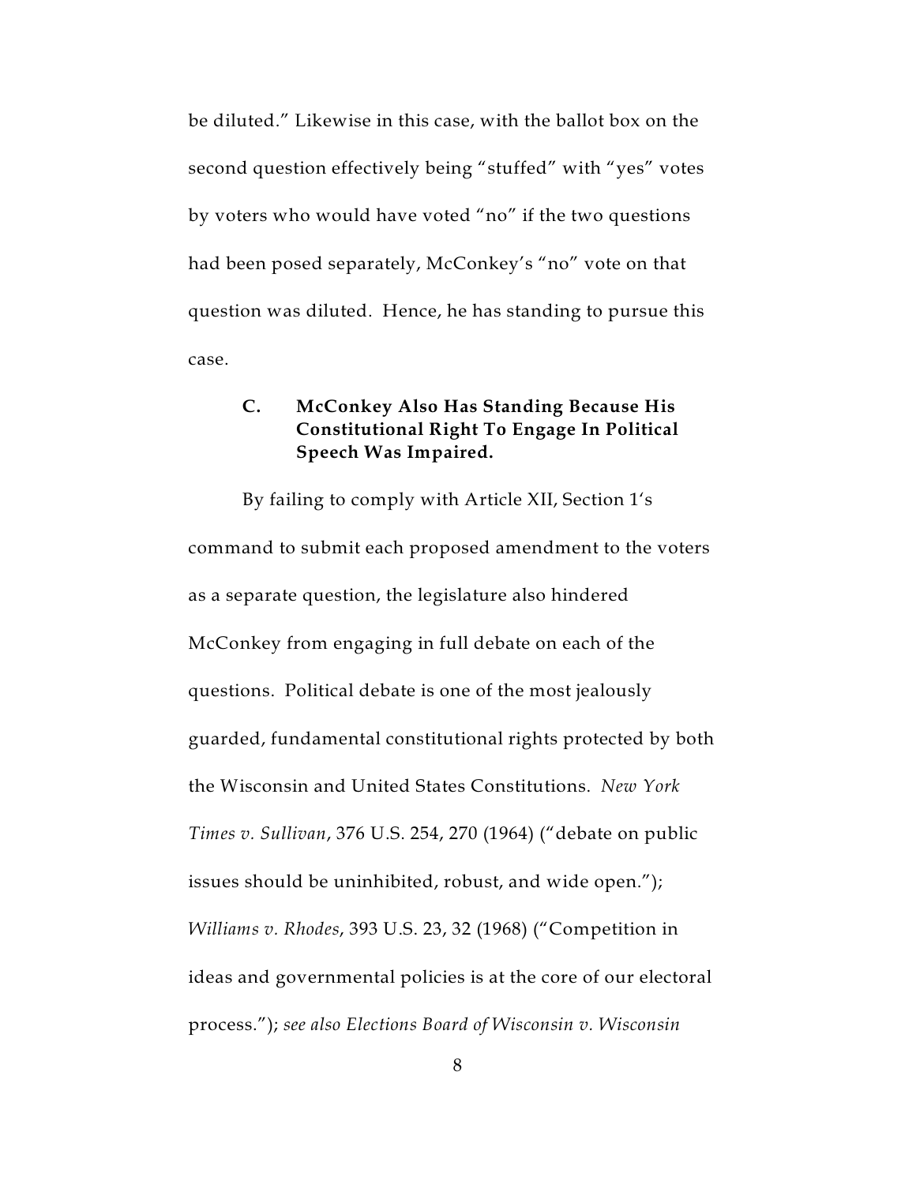be diluted." Likewise in this case, with the ballot box on the second question effectively being "stuffed" with "yes" votes by voters who would have voted "no" if the two questions had been posed separately, McConkey's "no" vote on that question was diluted. Hence, he has standing to pursue this case.

### C. McConkey Also Has Standing Because His Constitutional Right To Engage In Political Speech Was Impaired.

By failing to comply with Article XII, Section 1's command to submit each proposed amendment to the voters as a separate question, the legislature also hindered McConkey from engaging in full debate on each of the questions. Political debate is one of the most jealously guarded, fundamental constitutional rights protected by both the Wisconsin and United States Constitutions. *New York Times v. Sullivan*, 376 U.S. 254, 270 (1964) ("debate on public issues should be uninhibited, robust, and wide open."); *Williams v. Rhodes*, 393 U.S. 23, 32 (1968) ("Competition in ideas and governmental policies is at the core of our electoral process."); *see also Elections Board of Wisconsin v. Wisconsin*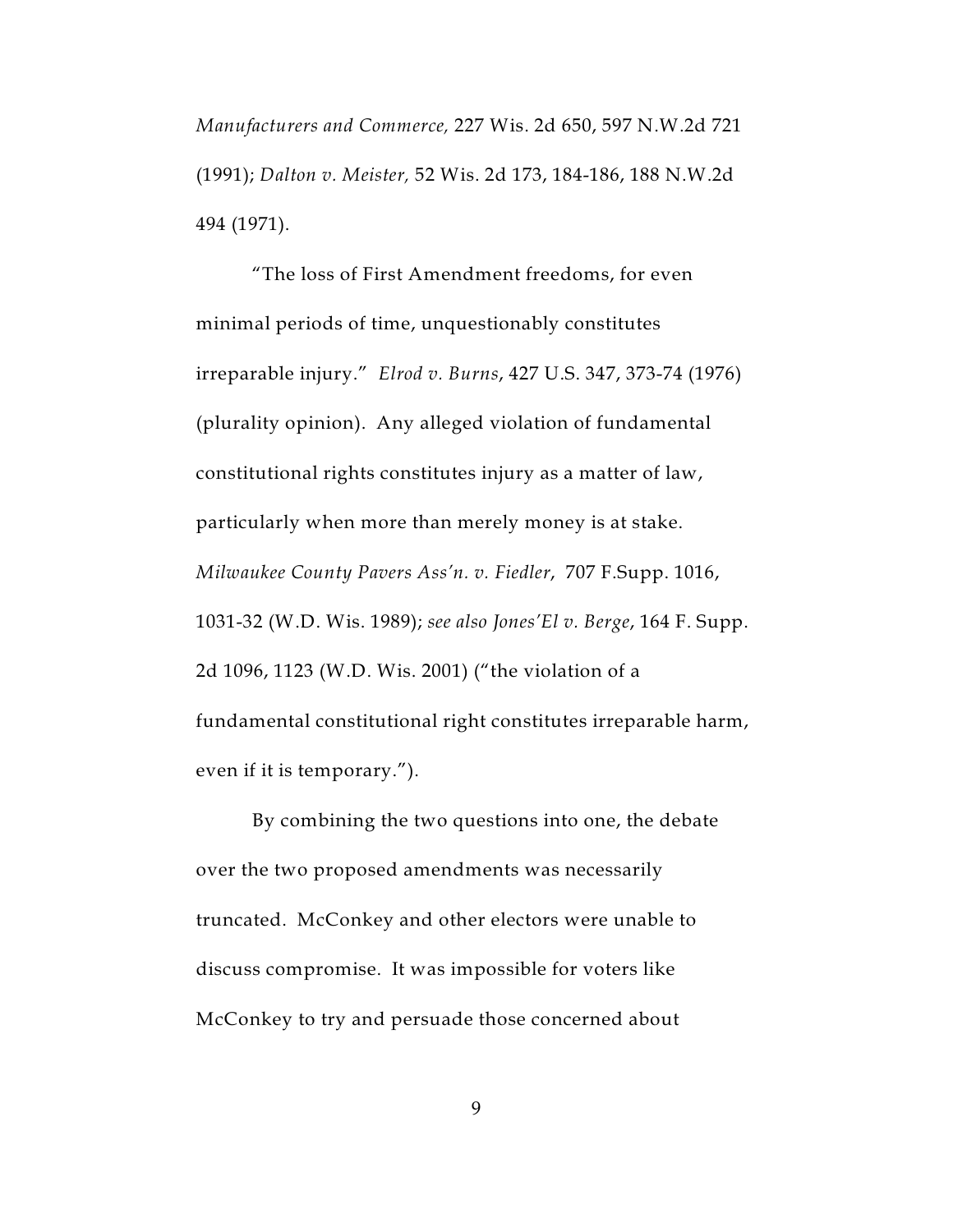*Manufacturers and Commerce,* 227 Wis. 2d 650, 597 N.W.2d 721 (1991); *Dalton v. Meister,* 52 Wis. 2d 173, 184-186, 188 N.W.2d 494 (1971).

"The loss of First Amendment freedoms, for even minimal periods of time, unquestionably constitutes irreparable injury." *Elrod v. Burns*, 427 U.S. 347, 373-74 (1976) (plurality opinion). Any alleged violation of fundamental constitutional rights constitutes injury as a matter of law, particularly when more than merely money is at stake. *Milwaukee County Pavers Ass'n. v. Fiedler*, 707 F.Supp. 1016, 1031-32 (W.D. Wis. 1989); *see also Jones'El v. Berge*, 164 F. Supp. 2d 1096, 1123 (W.D. Wis. 2001) ("the violation of a fundamental constitutional right constitutes irreparable harm, even if it is temporary.").

By combining the two questions into one, the debate over the two proposed amendments was necessarily truncated. McConkey and other electors were unable to discuss compromise. It was impossible for voters like McConkey to try and persuade those concerned about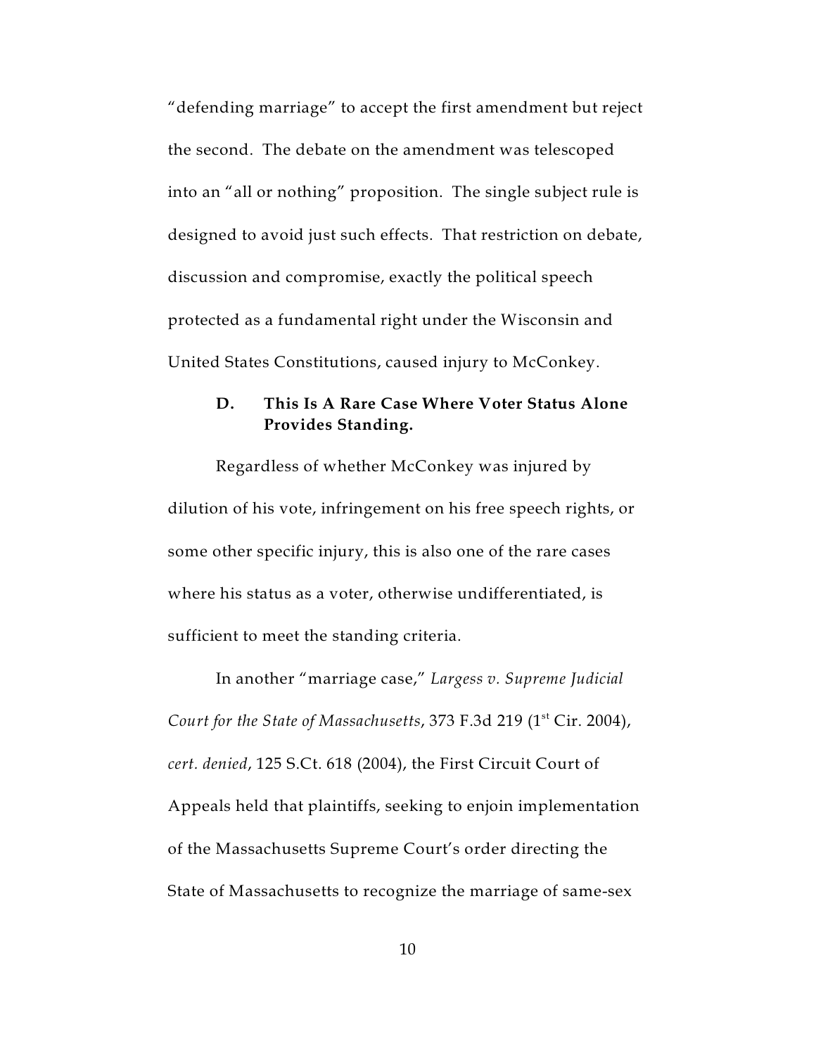"defending marriage" to accept the first amendment but reject the second. The debate on the amendment was telescoped into an "all or nothing" proposition. The single subject rule is designed to avoid just such effects. That restriction on debate, discussion and compromise, exactly the political speech protected as a fundamental right under the Wisconsin and United States Constitutions, caused injury to McConkey.

### D. This Is A Rare Case Where Voter Status Alone Provides Standing.

Regardless of whether McConkey was injured by dilution of his vote, infringement on his free speech rights, or some other specific injury, this is also one of the rare cases where his status as a voter, otherwise undifferentiated, is sufficient to meet the standing criteria.

In another "marriage case," *Largess v. Supreme Judicial Court for the State of Massachusetts*, 373 F.3d 219 (1st Cir. 2004), *cert. denied*, 125 S.Ct. 618 (2004), the First Circuit Court of Appeals held that plaintiffs, seeking to enjoin implementation of the Massachusetts Supreme Court's order directing the State of Massachusetts to recognize the marriage of same-sex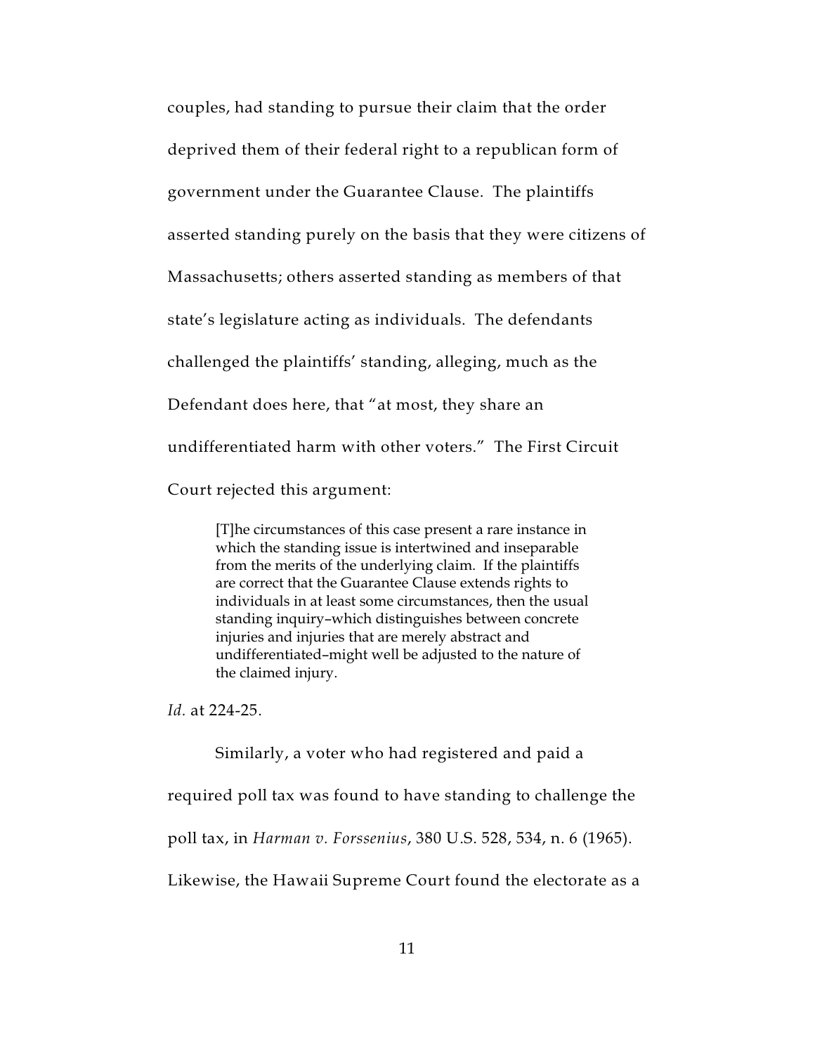couples, had standing to pursue their claim that the order deprived them of their federal right to a republican form of government under the Guarantee Clause. The plaintiffs asserted standing purely on the basis that they were citizens of Massachusetts; others asserted standing as members of that state's legislature acting as individuals. The defendants challenged the plaintiffs' standing, alleging, much as the Defendant does here, that "at most, they share an undifferentiated harm with other voters." The First Circuit Court rejected this argument:

> [T]he circumstances of this case present a rare instance in which the standing issue is intertwined and inseparable from the merits of the underlying claim. If the plaintiffs are correct that the Guarantee Clause extends rights to individuals in at least some circumstances, then the usual standing inquiry–which distinguishes between concrete injuries and injuries that are merely abstract and undifferentiated–might well be adjusted to the nature of the claimed injury.

*Id.* at 224-25.

Similarly, a voter who had registered and paid a required poll tax was found to have standing to challenge the poll tax, in *Harman v. Forssenius*, 380 U.S. 528, 534, n. 6 (1965). Likewise, the Hawaii Supreme Court found the electorate as a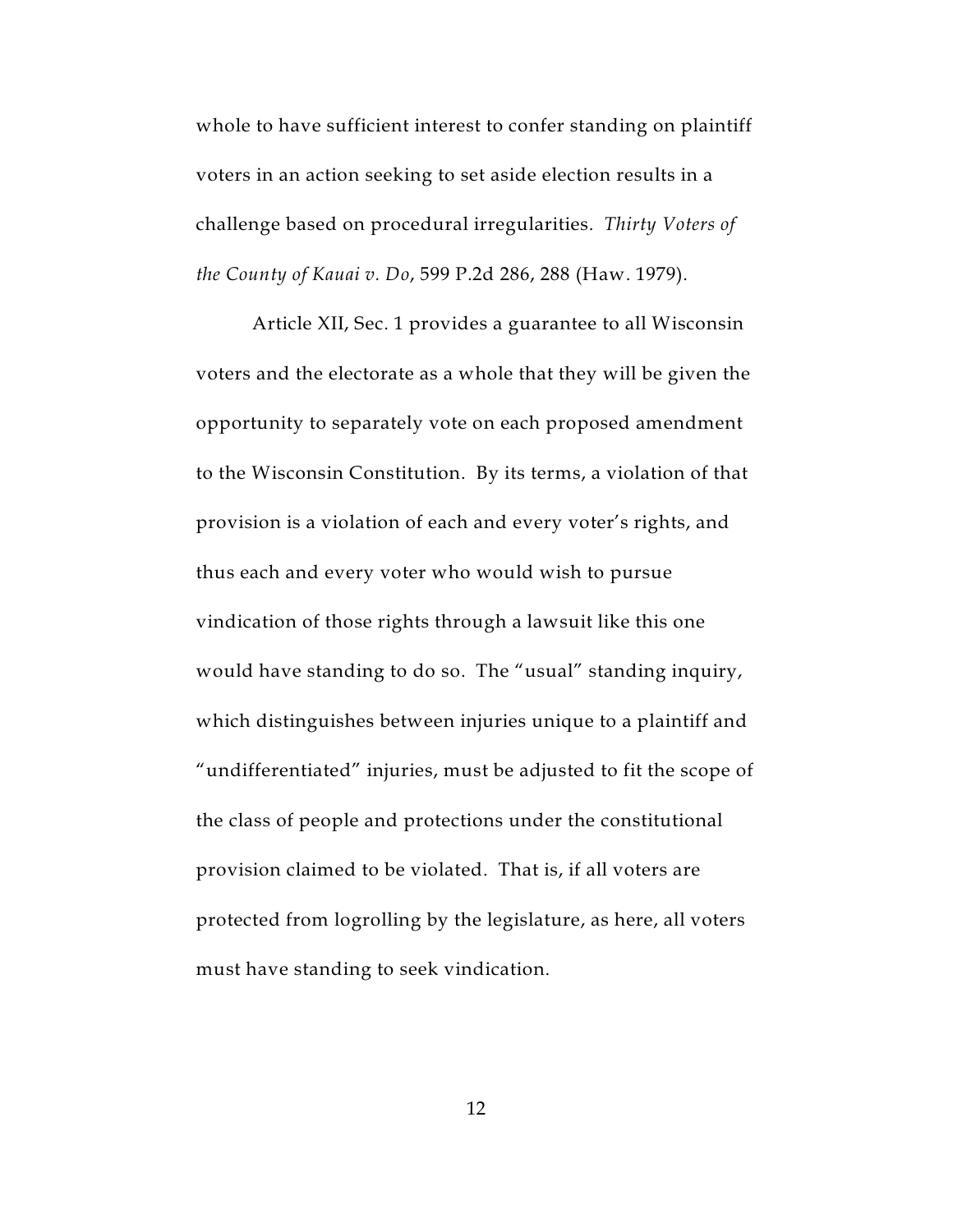whole to have sufficient interest to confer standing on plaintiff voters in an action seeking to set aside election results in a challenge based on procedural irregularities. *Thirty Voters of the County of Kauai v. Do*, 599 P.2d 286, 288 (Haw. 1979).

Article XII, Sec. 1 provides a guarantee to all Wisconsin voters and the electorate as a whole that they will be given the opportunity to separately vote on each proposed amendment to the Wisconsin Constitution. By its terms, a violation of that provision is a violation of each and every voter's rights, and thus each and every voter who would wish to pursue vindication of those rights through a lawsuit like this one would have standing to do so. The "usual" standing inquiry, which distinguishes between injuries unique to a plaintiff and "undifferentiated" injuries, must be adjusted to fit the scope of the class of people and protections under the constitutional provision claimed to be violated. That is, if all voters are protected from logrolling by the legislature, as here, all voters must have standing to seek vindication.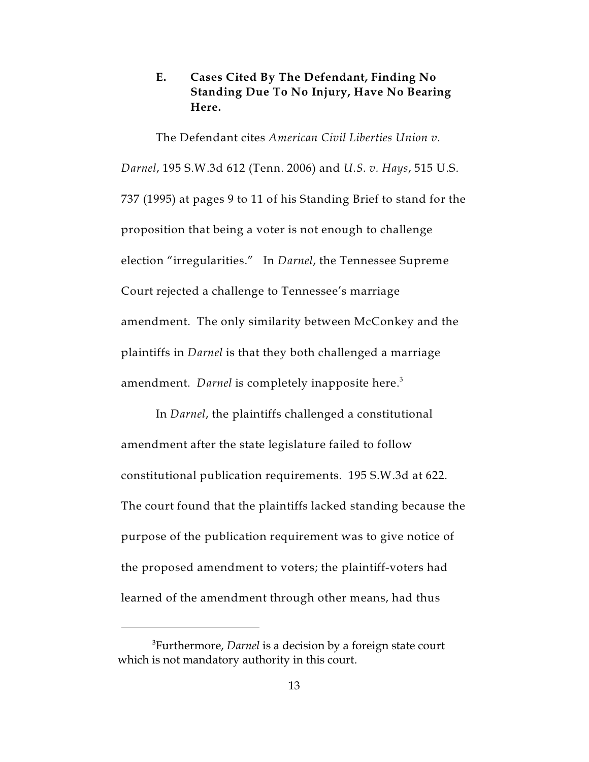### E. Cases Cited By The Defendant, Finding No Standing Due To No Injury, Have No Bearing Here.

The Defendant cites *American Civil Liberties Union v. Darnel*, 195 S.W.3d 612 (Tenn. 2006) and *U.S. v. Hays*, 515 U.S. 737 (1995) at pages 9 to 11 of his Standing Brief to stand for the proposition that being a voter is not enough to challenge election "irregularities." In *Darnel*, the Tennessee Supreme Court rejected a challenge to Tennessee's marriage amendment. The only similarity between McConkey and the plaintiffs in *Darnel* is that they both challenged a marriage amendment. *Darnel* is completely inapposite here.[3]

In *Darnel*, the plaintiffs challenged a constitutional amendment after the state legislature failed to follow constitutional publication requirements. 195 S.W.3d at 622. The court found that the plaintiffs lacked standing because the purpose of the publication requirement was to give notice of the proposed amendment to voters; the plaintiff-voters had learned of the amendment through other means, had thus

[3] Furthermore, *Darnel* is a decision by a foreign state court which is not mandatory authority in this court.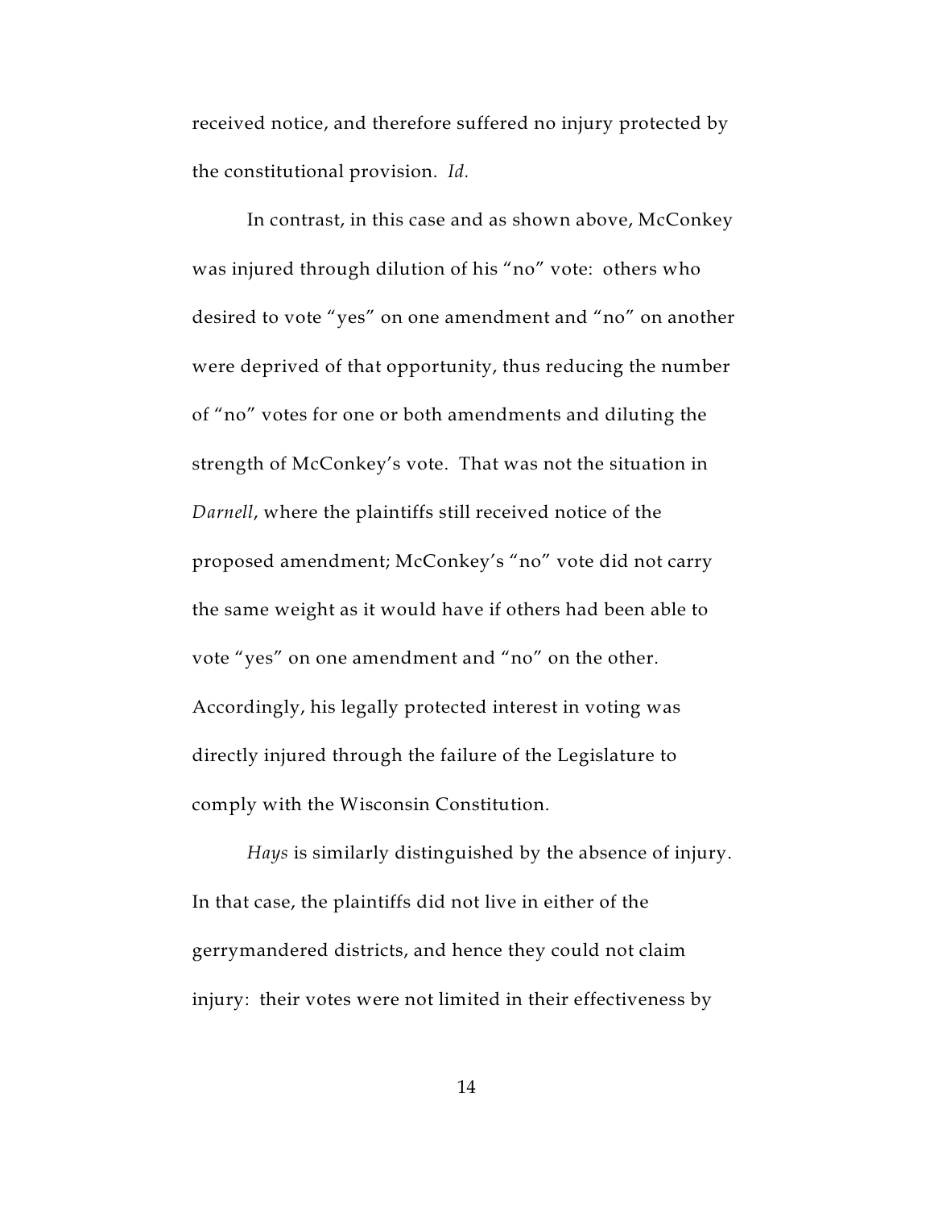received notice, and therefore suffered no injury protected by the constitutional provision. *Id.*

In contrast, in this case and as shown above, McConkey was injured through dilution of his "no" vote: others who desired to vote "yes" on one amendment and "no" on another were deprived of that opportunity, thus reducing the number of "no" votes for one or both amendments and diluting the strength of McConkey's vote. That was not the situation in *Darnell*, where the plaintiffs still received notice of the proposed amendment; McConkey's "no" vote did not carry the same weight as it would have if others had been able to vote "yes" on one amendment and "no" on the other. Accordingly, his legally protected interest in voting was directly injured through the failure of the Legislature to comply with the Wisconsin Constitution.

*Hays* is similarly distinguished by the absence of injury. In that case, the plaintiffs did not live in either of the gerrymandered districts, and hence they could not claim injury: their votes were not limited in their effectiveness by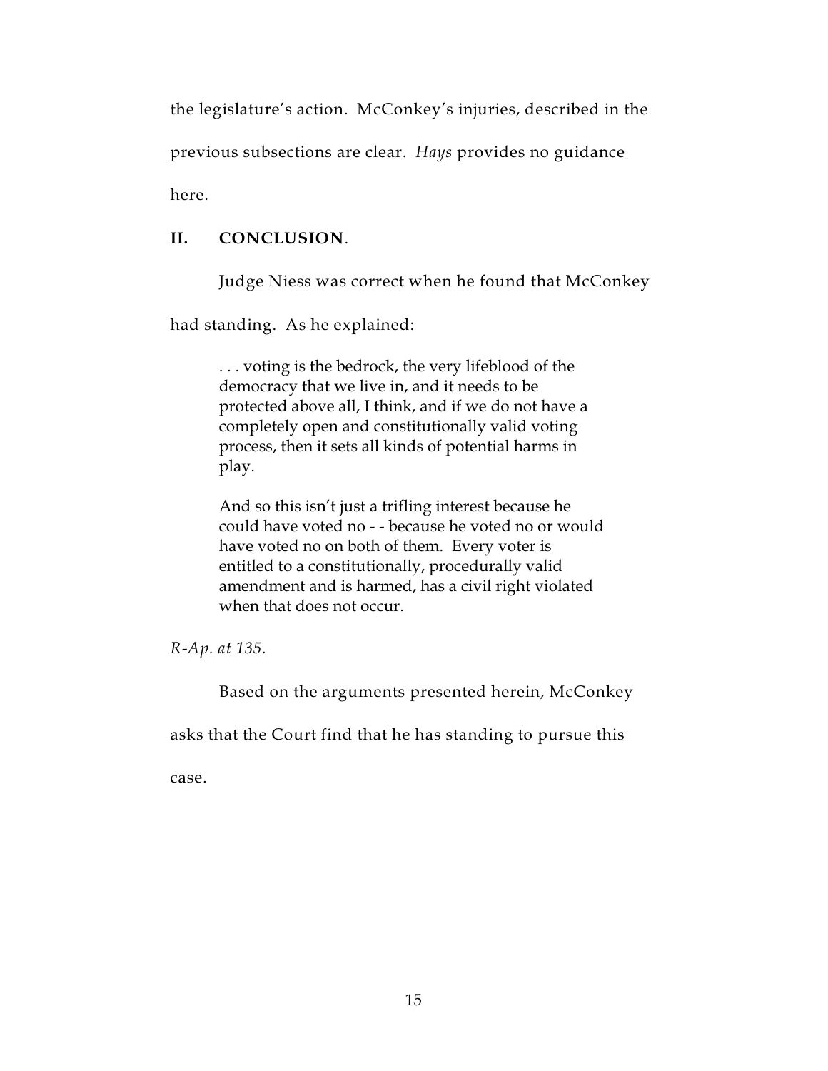the legislature's action. McConkey's injuries, described in the previous subsections are clear. *Hays* provides no guidance here.

## II. CONCLUSION.

Judge Niess was correct when he found that McConkey had standing. As he explained:

> . . . voting is the bedrock, the very lifeblood of the democracy that we live in, and it needs to be protected above all, I think, and if we do not have a completely open and constitutionally valid voting process, then it sets all kinds of potential harms in play.
>
> And so this isn't just a trifling interest because he could have voted no - - because he voted no or would have voted no on both of them. Every voter is entitled to a constitutionally, procedurally valid amendment and is harmed, has a civil right violated when that does not occur.

*R-Ap. at 135.*

Based on the arguments presented herein, McConkey asks that the Court find that he has standing to pursue this case.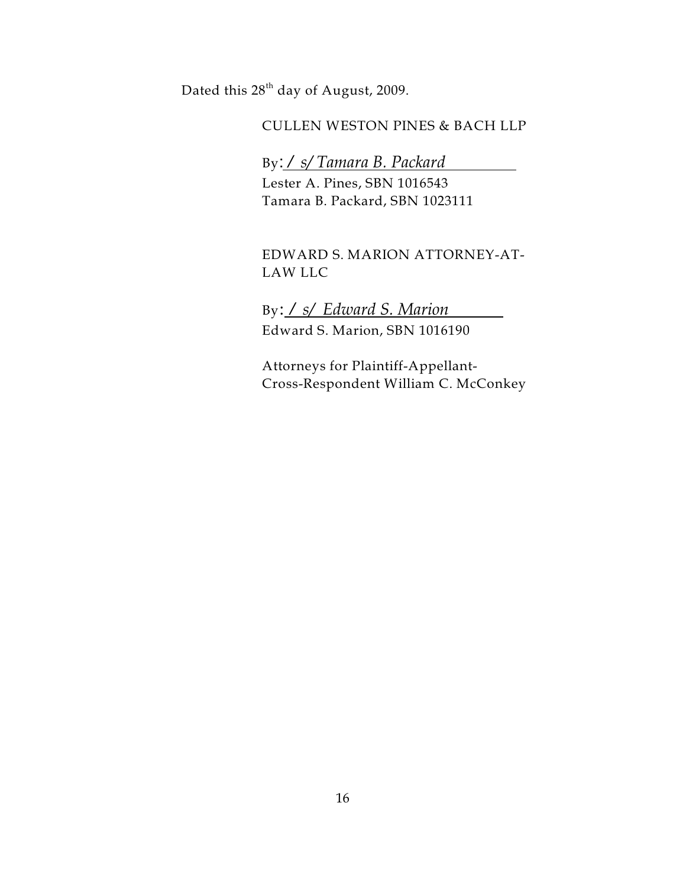Dated this 28th day of August, 2009.

CULLEN WESTON PINES & BACH LLP

By: */ s/ Tamara B. Packard*

Lester A. Pines, SBN 1016543
Tamara B. Packard, SBN 1023111

EDWARD S. MARION ATTORNEY-AT-LAW LLC

By: */ s/ Edward S. Marion*

Edward S. Marion, SBN 1016190

Attorneys for Plaintiff-Appellant-Cross-Respondent William C. McConkey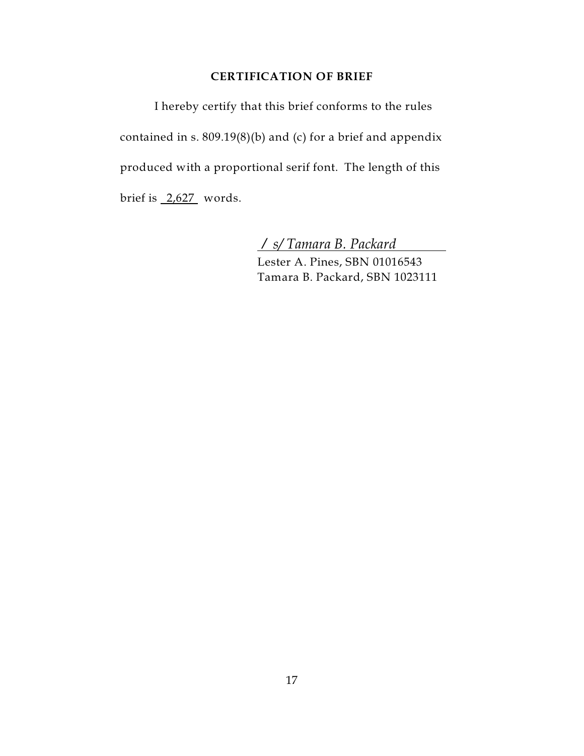**CERTIFICATION OF BRIEF**

I hereby certify that this brief conforms to the rules contained in s. 809.19(8)(b) and (c) for a brief and appendix produced with a proportional serif font. The length of this brief is 2,627 words.

*/ s/ Tamara B. Packard*
Lester A. Pines, SBN 01016543
Tamara B. Packard, SBN 1023111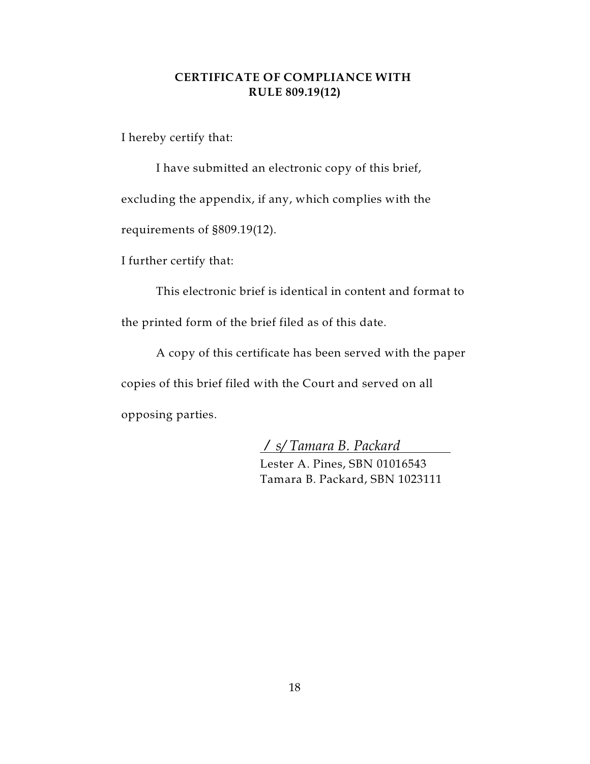## CERTIFICATE OF COMPLIANCE WITH RULE 809.19(12)

I hereby certify that:

I have submitted an electronic copy of this brief, excluding the appendix, if any, which complies with the requirements of §809.19(12).

I further certify that:

This electronic brief is identical in content and format to the printed form of the brief filed as of this date.

A copy of this certificate has been served with the paper copies of this brief filed with the Court and served on all opposing parties.

*/ s/ Tamara B. Packard*
Lester A. Pines, SBN 01016543
Tamara B. Packard, SBN 1023111